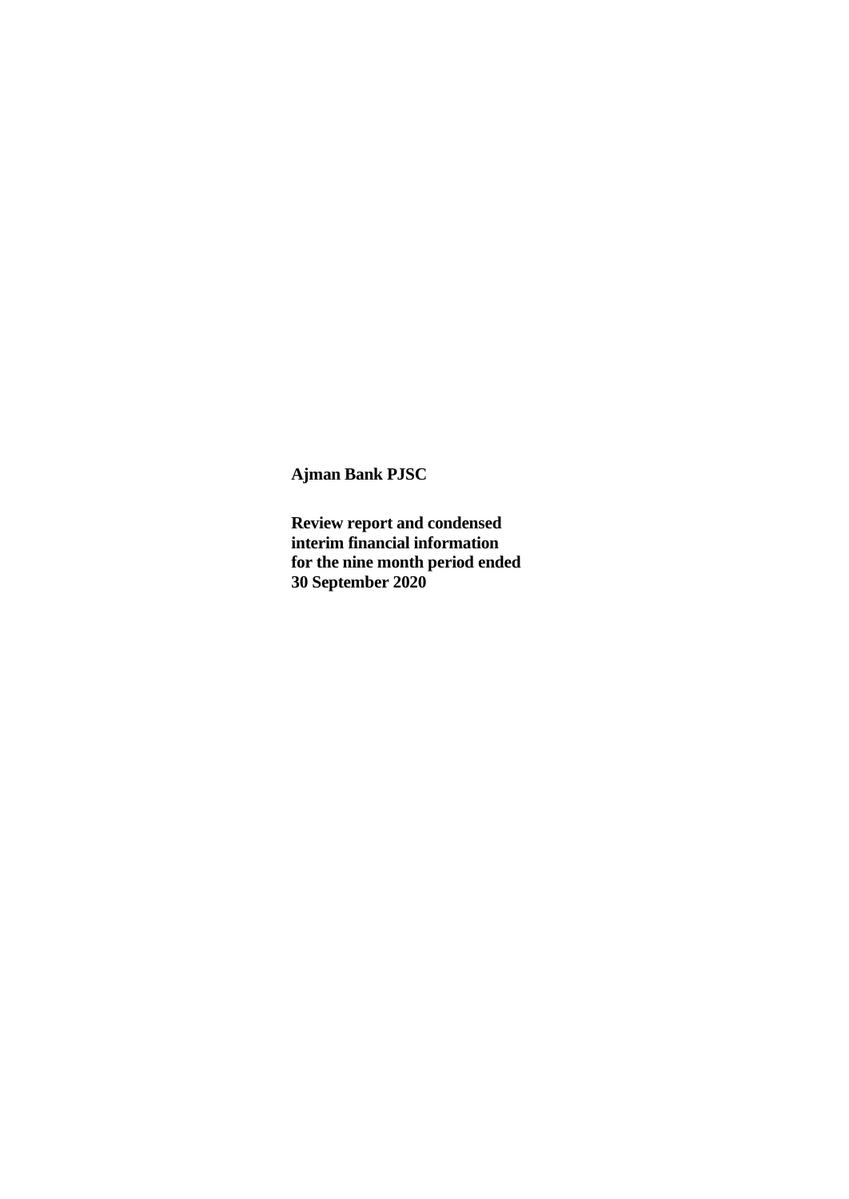**Ajman Bank PJSC**

**Review report and condensed interim financial information for the nine month period ended 30 September 2020**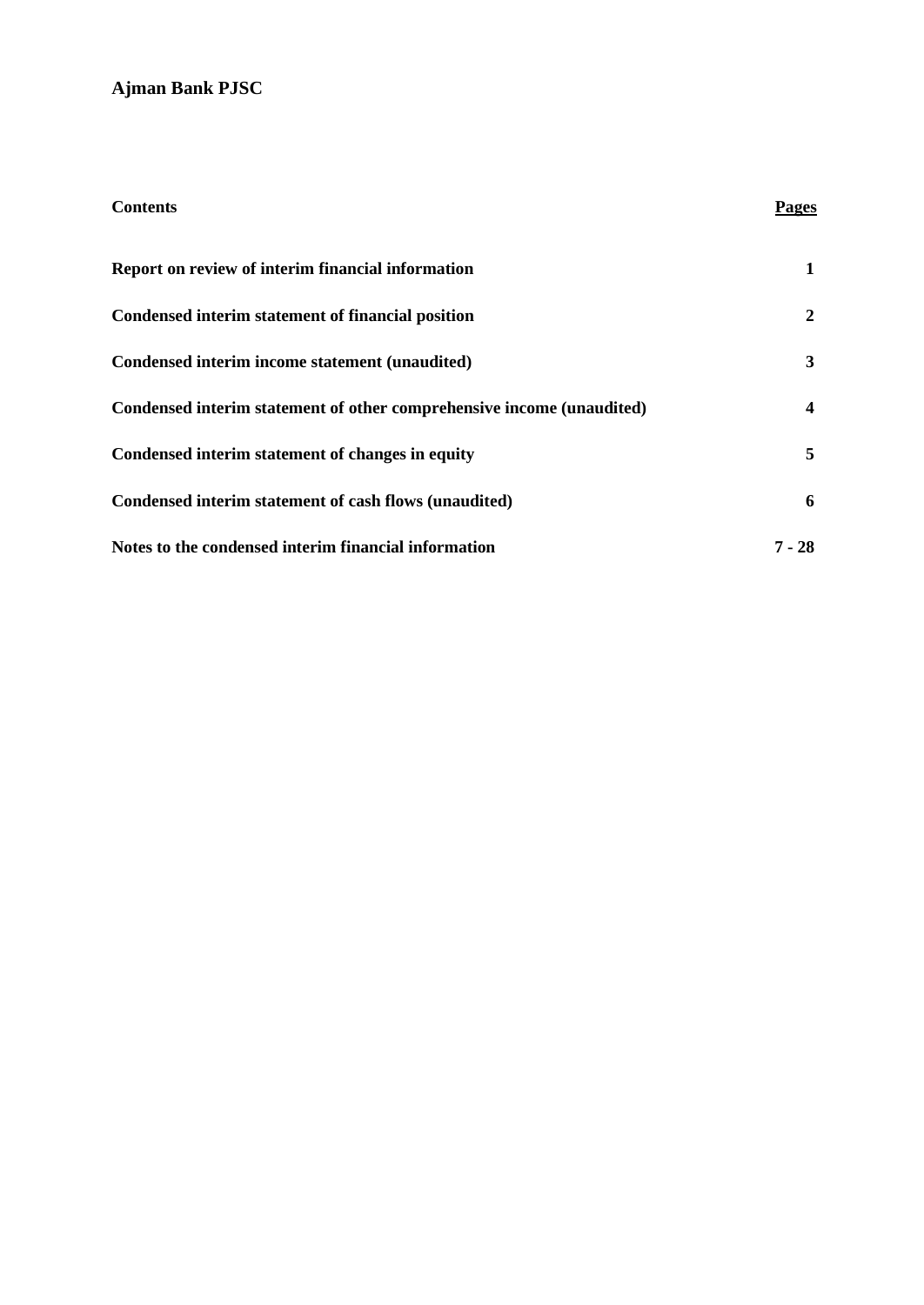# Ajman Bank PJSC

| Contents | Pages |
|---|---|
| **Report on review of interim financial information** | **1** |
| **Condensed interim statement of financial position** | **2** |
| **Condensed interim income statement (unaudited)** | **3** |
| **Condensed interim statement of other comprehensive income (unaudited)** | **4** |
| **Condensed interim statement of changes in equity** | **5** |
| **Condensed interim statement of cash flows (unaudited)** | **6** |
| **Notes to the condensed interim financial information** | **7 - 28** |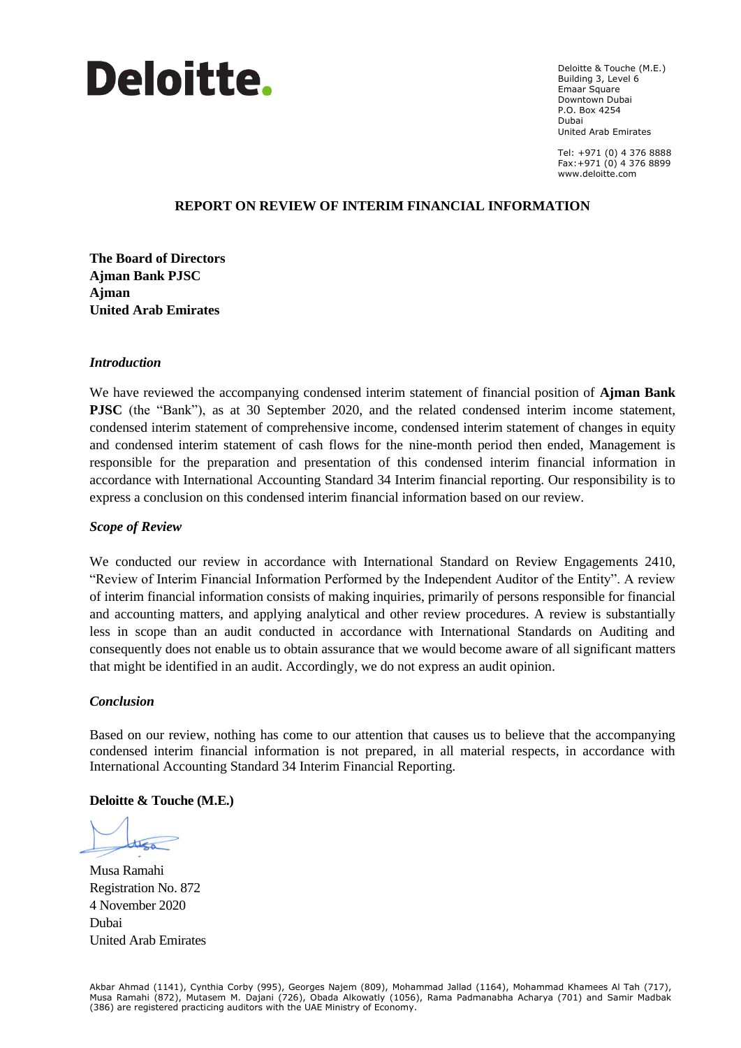**Deloitte.**

Deloitte & Touche (M.E.)
Building 3, Level 6
Emaar Square
Downtown Dubai
P.O. Box 4254
Dubai
United Arab Emirates

Tel: +971 (0) 4 376 8888
Fax:+971 (0) 4 376 8899
www.deloitte.com

# REPORT ON REVIEW OF INTERIM FINANCIAL INFORMATION

**The Board of Directors**
**Ajman Bank PJSC**
**Ajman**
**United Arab Emirates**

### *Introduction*

We have reviewed the accompanying condensed interim statement of financial position of **Ajman Bank PJSC** (the "Bank"), as at 30 September 2020, and the related condensed interim income statement, condensed interim statement of comprehensive income, condensed interim statement of changes in equity and condensed interim statement of cash flows for the nine-month period then ended, Management is responsible for the preparation and presentation of this condensed interim financial information in accordance with International Accounting Standard 34 Interim financial reporting. Our responsibility is to express a conclusion on this condensed interim financial information based on our review.

### *Scope of Review*

We conducted our review in accordance with International Standard on Review Engagements 2410, "Review of Interim Financial Information Performed by the Independent Auditor of the Entity". A review of interim financial information consists of making inquiries, primarily of persons responsible for financial and accounting matters, and applying analytical and other review procedures. A review is substantially less in scope than an audit conducted in accordance with International Standards on Auditing and consequently does not enable us to obtain assurance that we would become aware of all significant matters that might be identified in an audit. Accordingly, we do not express an audit opinion.

### *Conclusion*

Based on our review, nothing has come to our attention that causes us to believe that the accompanying condensed interim financial information is not prepared, in all material respects, in accordance with International Accounting Standard 34 Interim Financial Reporting.

**Deloitte & Touche (M.E.)**

Musa Ramahi
Registration No. 872
4 November 2020
Dubai
United Arab Emirates

Akbar Ahmad (1141), Cynthia Corby (995), Georges Najem (809), Mohammad Jallad (1164), Mohammad Khamees Al Tah (717), Musa Ramahi (872), Mutasem M. Dajani (726), Obada Alkowatly (1056), Rama Padmanabha Acharya (701) and Samir Madbak (386) are registered practicing auditors with the UAE Ministry of Economy.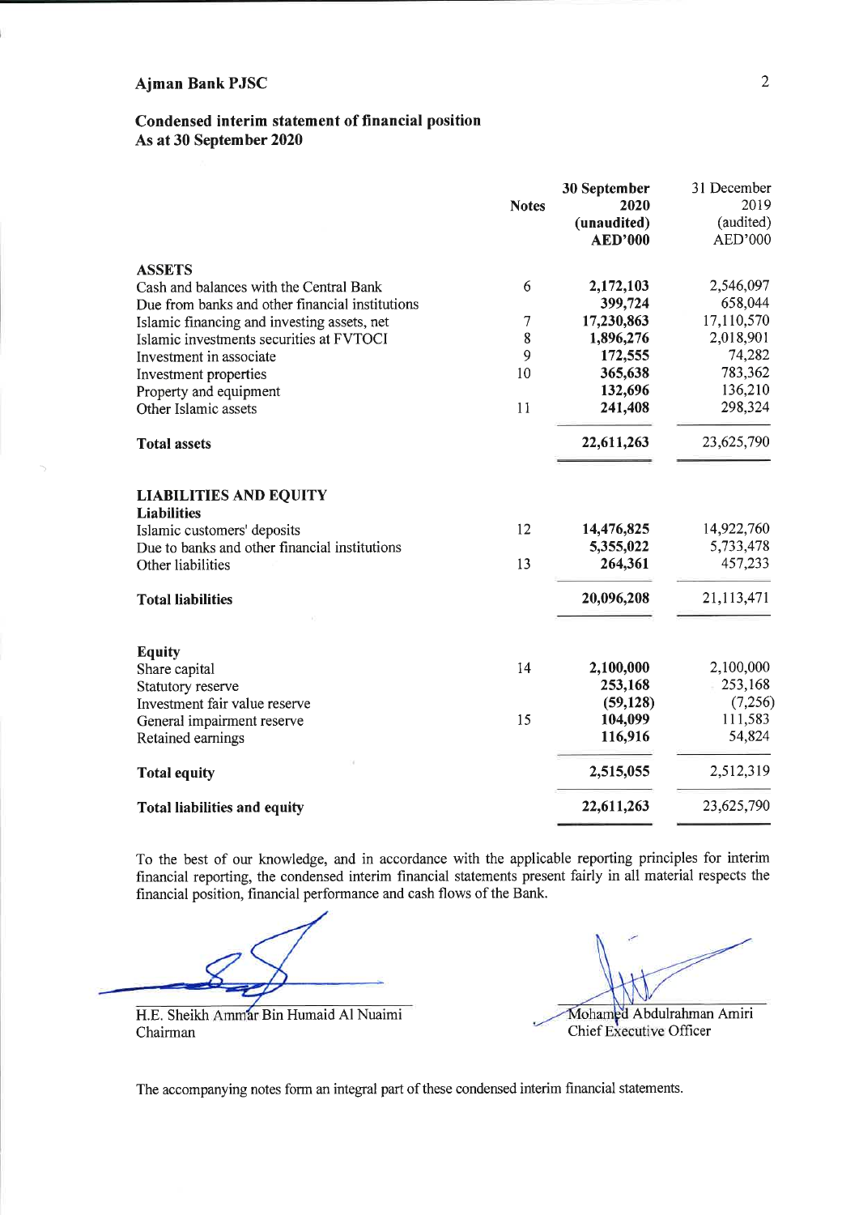# Ajman Bank PJSC

## Condensed interim statement of financial position
## As at 30 September 2020

| | Notes | 30 September 2020 (unaudited) AED'000 | 31 December 2019 (audited) AED'000 |
|---|---|---|---|
| **ASSETS** | | | |
| Cash and balances with the Central Bank | 6 | **2,172,103** | 2,546,097 |
| Due from banks and other financial institutions | | **399,724** | 658,044 |
| Islamic financing and investing assets, net | 7 | **17,230,863** | 17,110,570 |
| Islamic investments securities at FVTOCI | 8 | **1,896,276** | 2,018,901 |
| Investment in associate | 9 | **172,555** | 74,282 |
| Investment properties | 10 | **365,638** | 783,362 |
| Property and equipment | | **132,696** | 136,210 |
| Other Islamic assets | 11 | **241,408** | 298,324 |
| **Total assets** | | **22,611,263** | 23,625,790 |
| **LIABILITIES AND EQUITY** | | | |
| **Liabilities** | | | |
| Islamic customers' deposits | 12 | **14,476,825** | 14,922,760 |
| Due to banks and other financial institutions | | **5,355,022** | 5,733,478 |
| Other liabilities | 13 | **264,361** | 457,233 |
| **Total liabilities** | | **20,096,208** | 21,113,471 |
| **Equity** | | | |
| Share capital | 14 | **2,100,000** | 2,100,000 |
| Statutory reserve | | **253,168** | 253,168 |
| Investment fair value reserve | | **(59,128)** | (7,256) |
| General impairment reserve | 15 | **104,099** | 111,583 |
| Retained earnings | | **116,916** | 54,824 |
| **Total equity** | | **2,515,055** | 2,512,319 |
| **Total liabilities and equity** | | **22,611,263** | 23,625,790 |

To the best of our knowledge, and in accordance with the applicable reporting principles for interim financial reporting, the condensed interim financial statements present fairly in all material respects the financial position, financial performance and cash flows of the Bank.

H.E. Sheikh Ammar Bin Humaid Al Nuaimi
Chairman

Mohamed Abdulrahman Amiri
Chief Executive Officer

The accompanying notes form an integral part of these condensed interim financial statements.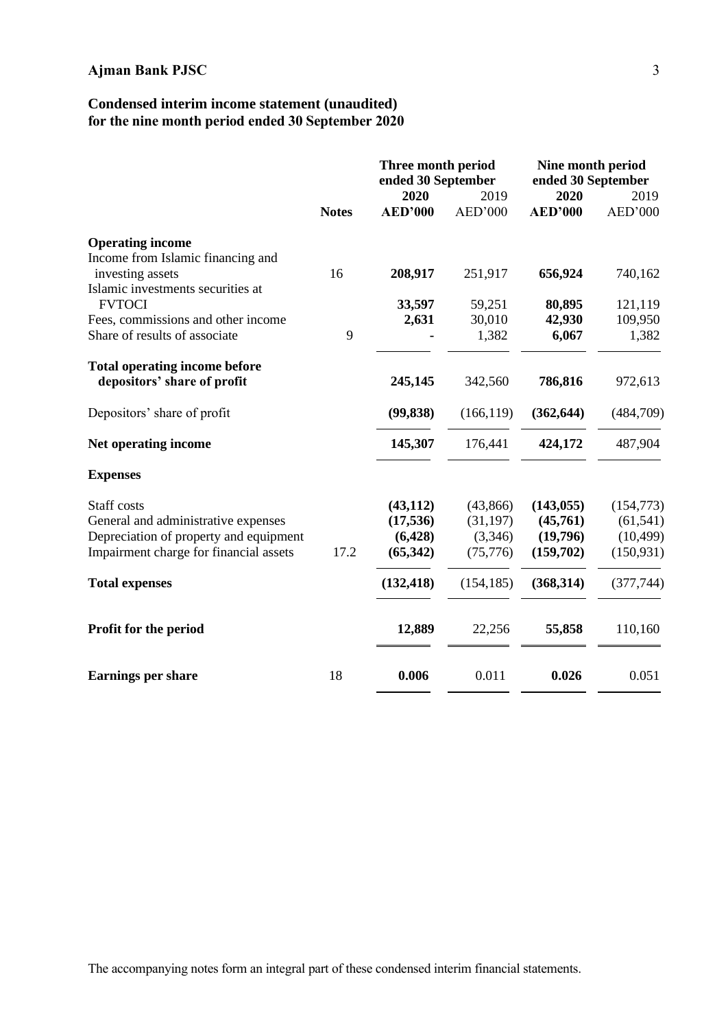**Ajman Bank PJSC**

## Condensed interim income statement (unaudited)
## for the nine month period ended 30 September 2020

| | Notes | Three month period ended 30 September | | Nine month period ended 30 September | |
|---|---|---|---|---|---|
| | | **2020** | 2019 | **2020** | 2019 |
| | | **AED'000** | AED'000 | **AED'000** | AED'000 |
| **Operating income** | | | | | |
| Income from Islamic financing and investing assets | 16 | **208,917** | 251,917 | **656,924** | 740,162 |
| Islamic investments securities at FVTOCI | | **33,597** | 59,251 | **80,895** | 121,119 |
| Fees, commissions and other income | | **2,631** | 30,010 | **42,930** | 109,950 |
| Share of results of associate | 9 | **-** | 1,382 | **6,067** | 1,382 |
| **Total operating income before depositors' share of profit** | | **245,145** | 342,560 | **786,816** | 972,613 |
| Depositors' share of profit | | **(99,838)** | (166,119) | **(362,644)** | (484,709) |
| **Net operating income** | | **145,307** | 176,441 | **424,172** | 487,904 |
| **Expenses** | | | | | |
| Staff costs | | **(43,112)** | (43,866) | **(143,055)** | (154,773) |
| General and administrative expenses | | **(17,536)** | (31,197) | **(45,761)** | (61,541) |
| Depreciation of property and equipment | | **(6,428)** | (3,346) | **(19,796)** | (10,499) |
| Impairment charge for financial assets | 17.2 | **(65,342)** | (75,776) | **(159,702)** | (150,931) |
| **Total expenses** | | **(132,418)** | (154,185) | **(368,314)** | (377,744) |
| **Profit for the period** | | **12,889** | 22,256 | **55,858** | 110,160 |
| **Earnings per share** | 18 | **0.006** | 0.011 | **0.026** | 0.051 |

The accompanying notes form an integral part of these condensed interim financial statements.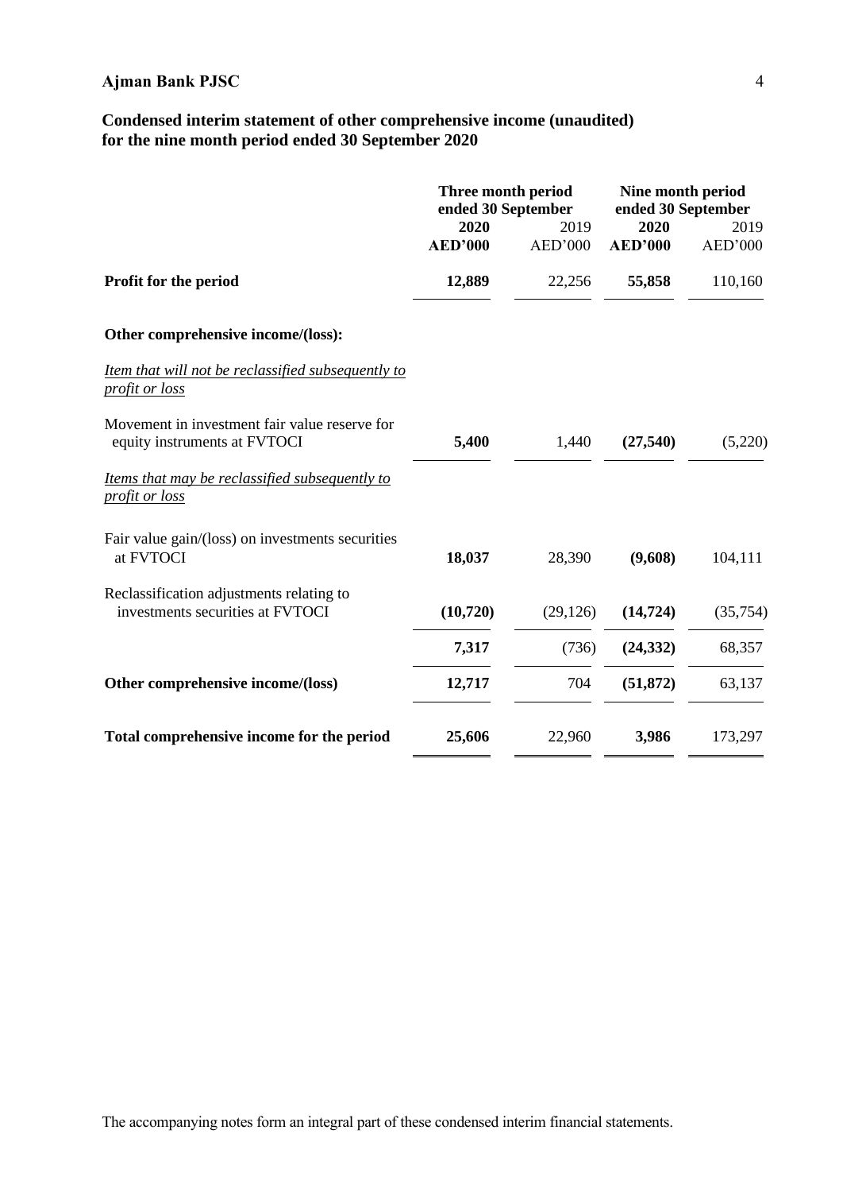**Ajman Bank PJSC**

## Condensed interim statement of other comprehensive income (unaudited) for the nine month period ended 30 September 2020

| | Three month period ended 30 September | | Nine month period ended 30 September | |
|---|---|---|---|---|
| | **2020** | 2019 | **2020** | 2019 |
| | **AED'000** | AED'000 | **AED'000** | AED'000 |
| **Profit for the period** | **12,889** | 22,256 | **55,858** | 110,160 |
| **Other comprehensive income/(loss):** | | | | |
| *Item that will not be reclassified subsequently to profit or loss* | | | | |
| Movement in investment fair value reserve for equity instruments at FVTOCI | **5,400** | 1,440 | **(27,540)** | (5,220) |
| *Items that may be reclassified subsequently to profit or loss* | | | | |
| Fair value gain/(loss) on investments securities at FVTOCI | **18,037** | 28,390 | **(9,608)** | 104,111 |
| Reclassification adjustments relating to investments securities at FVTOCI | **(10,720)** | (29,126) | **(14,724)** | (35,754) |
| | **7,317** | (736) | **(24,332)** | 68,357 |
| **Other comprehensive income/(loss)** | **12,717** | 704 | **(51,872)** | 63,137 |
| **Total comprehensive income for the period** | **25,606** | 22,960 | **3,986** | 173,297 |

The accompanying notes form an integral part of these condensed interim financial statements.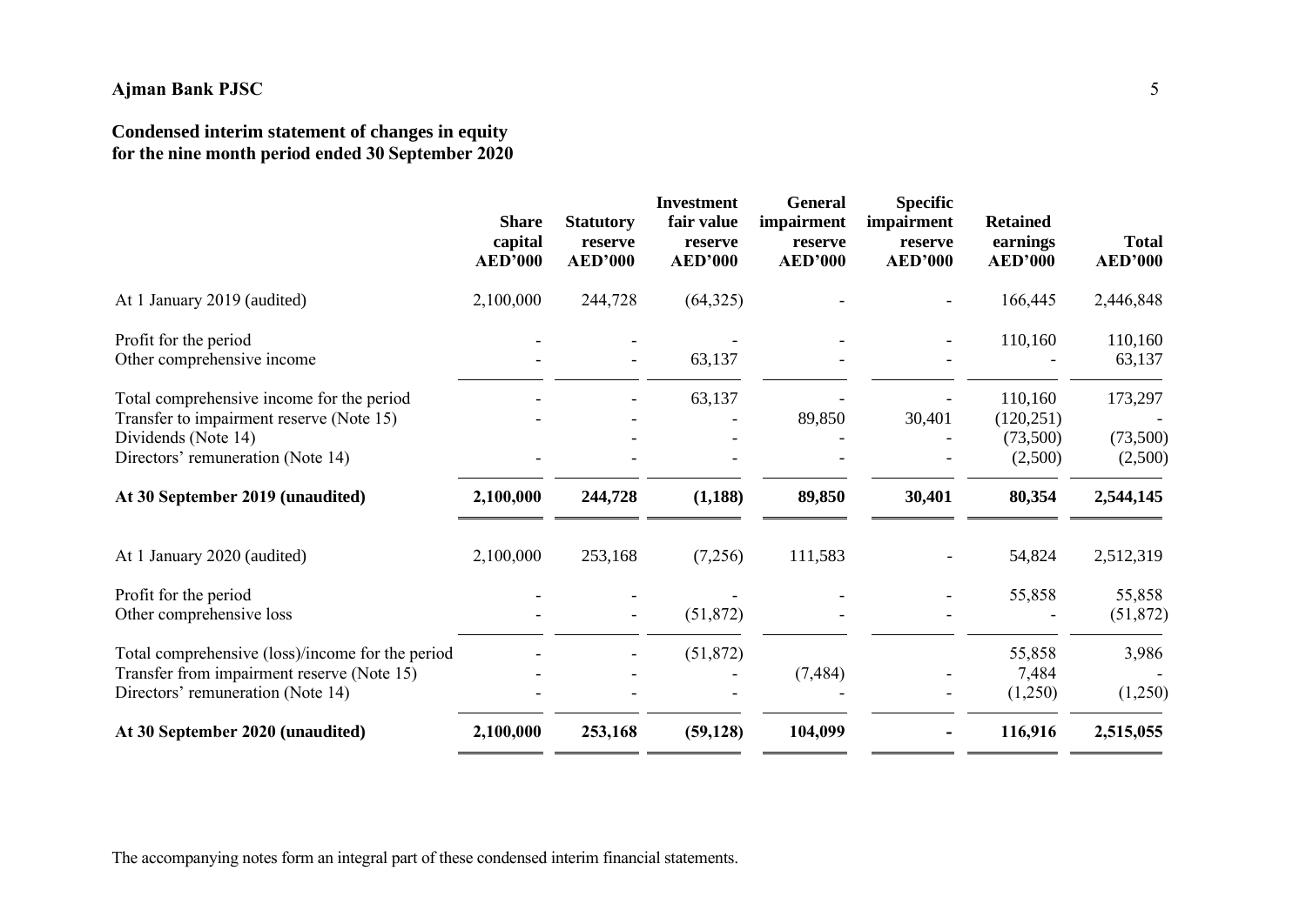## Ajman Bank PJSC

## Condensed interim statement of changes in equity
## for the nine month period ended 30 September 2020

| | Share capital AED'000 | Statutory reserve AED'000 | Investment fair value reserve AED'000 | General impairment reserve AED'000 | Specific impairment reserve AED'000 | Retained earnings AED'000 | Total AED'000 |
|---|---|---|---|---|---|---|---|
| At 1 January 2019 (audited) | 2,100,000 | 244,728 | (64,325) | - | - | 166,445 | 2,446,848 |
| Profit for the period | - | - | - | - | - | 110,160 | 110,160 |
| Other comprehensive income | - | - | 63,137 | - | - | - | 63,137 |
| Total comprehensive income for the period | - | - | 63,137 | - | - | 110,160 | 173,297 |
| Transfer to impairment reserve (Note 15) | - | - | - | 89,850 | 30,401 | (120,251) | - |
| Dividends (Note 14) | | - | - | - | - | (73,500) | (73,500) |
| Directors' remuneration (Note 14) | - | - | - | - | - | (2,500) | (2,500) |
| **At 30 September 2019 (unaudited)** | **2,100,000** | **244,728** | **(1,188)** | **89,850** | **30,401** | **80,354** | **2,544,145** |
| At 1 January 2020 (audited) | 2,100,000 | 253,168 | (7,256) | 111,583 | - | 54,824 | 2,512,319 |
| Profit for the period | - | - | - | - | - | 55,858 | 55,858 |
| Other comprehensive loss | - | - | (51,872) | - | - | - | (51,872) |
| Total comprehensive (loss)/income for the period | - | - | (51,872) | | | 55,858 | 3,986 |
| Transfer from impairment reserve (Note 15) | - | - | - | (7,484) | - | 7,484 | - |
| Directors' remuneration (Note 14) | - | - | - | - | - | (1,250) | (1,250) |
| **At 30 September 2020 (unaudited)** | **2,100,000** | **253,168** | **(59,128)** | **104,099** | **-** | **116,916** | **2,515,055** |

The accompanying notes form an integral part of these condensed interim financial statements.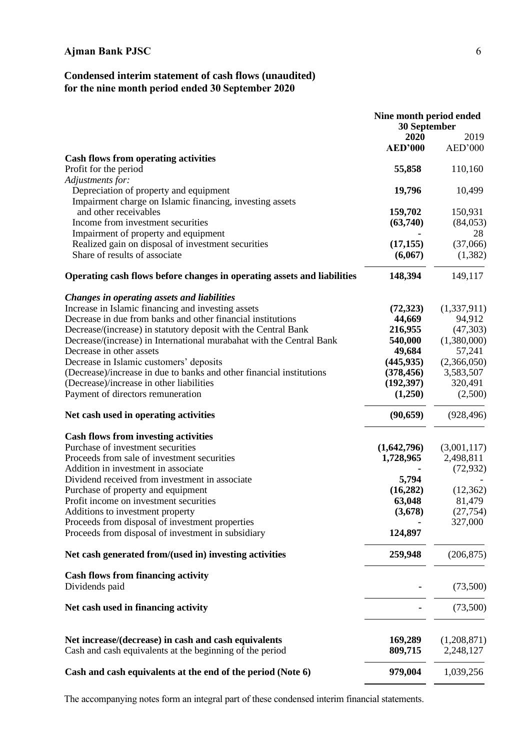# Ajman Bank PJSC

## Condensed interim statement of cash flows (unaudited) for the nine month period ended 30 September 2020

| | Nine month period ended 30 September | |
|---|---|---|
| | **2020** | 2019 |
| | **AED'000** | AED'000 |
| **Cash flows from operating activities** | | |
| Profit for the period | **55,858** | 110,160 |
| *Adjustments for:* | | |
| Depreciation of property and equipment | **19,796** | 10,499 |
| Impairment charge on Islamic financing, investing assets and other receivables | **159,702** | 150,931 |
| Income from investment securities | **(63,740)** | (84,053) |
| Impairment of property and equipment | **-** | 28 |
| Realized gain on disposal of investment securities | **(17,155)** | (37,066) |
| Share of results of associate | **(6,067)** | (1,382) |
| **Operating cash flows before changes in operating assets and liabilities** | **148,394** | 149,117 |
| ***Changes in operating assets and liabilities*** | | |
| Increase in Islamic financing and investing assets | **(72,323)** | (1,337,911) |
| Decrease in due from banks and other financial institutions | **44,669** | 94,912 |
| Decrease/(increase) in statutory deposit with the Central Bank | **216,955** | (47,303) |
| Decrease/(increase) in International murabahat with the Central Bank | **540,000** | (1,380,000) |
| Decrease in other assets | **49,684** | 57,241 |
| Decrease in Islamic customers' deposits | **(445,935)** | (2,366,050) |
| (Decrease)/increase in due to banks and other financial institutions | **(378,456)** | 3,583,507 |
| (Decrease)/increase in other liabilities | **(192,397)** | 320,491 |
| Payment of directors remuneration | **(1,250)** | (2,500) |
| **Net cash used in operating activities** | **(90,659)** | (928,496) |
| **Cash flows from investing activities** | | |
| Purchase of investment securities | **(1,642,796)** | (3,001,117) |
| Proceeds from sale of investment securities | **1,728,965** | 2,498,811 |
| Addition in investment in associate | **-** | (72,932) |
| Dividend received from investment in associate | **5,794** | - |
| Purchase of property and equipment | **(16,282)** | (12,362) |
| Profit income on investment securities | **63,048** | 81,479 |
| Additions to investment property | **(3,678)** | (27,754) |
| Proceeds from disposal of investment properties | **-** | 327,000 |
| Proceeds from disposal of investment in subsidiary | **124,897** | |
| **Net cash generated from/(used in) investing activities** | **259,948** | (206,875) |
| **Cash flows from financing activity** | | |
| Dividends paid | **-** | (73,500) |
| **Net cash used in financing activity** | **-** | (73,500) |
| **Net increase/(decrease) in cash and cash equivalents** | **169,289** | (1,208,871) |
| Cash and cash equivalents at the beginning of the period | **809,715** | 2,248,127 |
| **Cash and cash equivalents at the end of the period (Note 6)** | **979,004** | 1,039,256 |

The accompanying notes form an integral part of these condensed interim financial statements.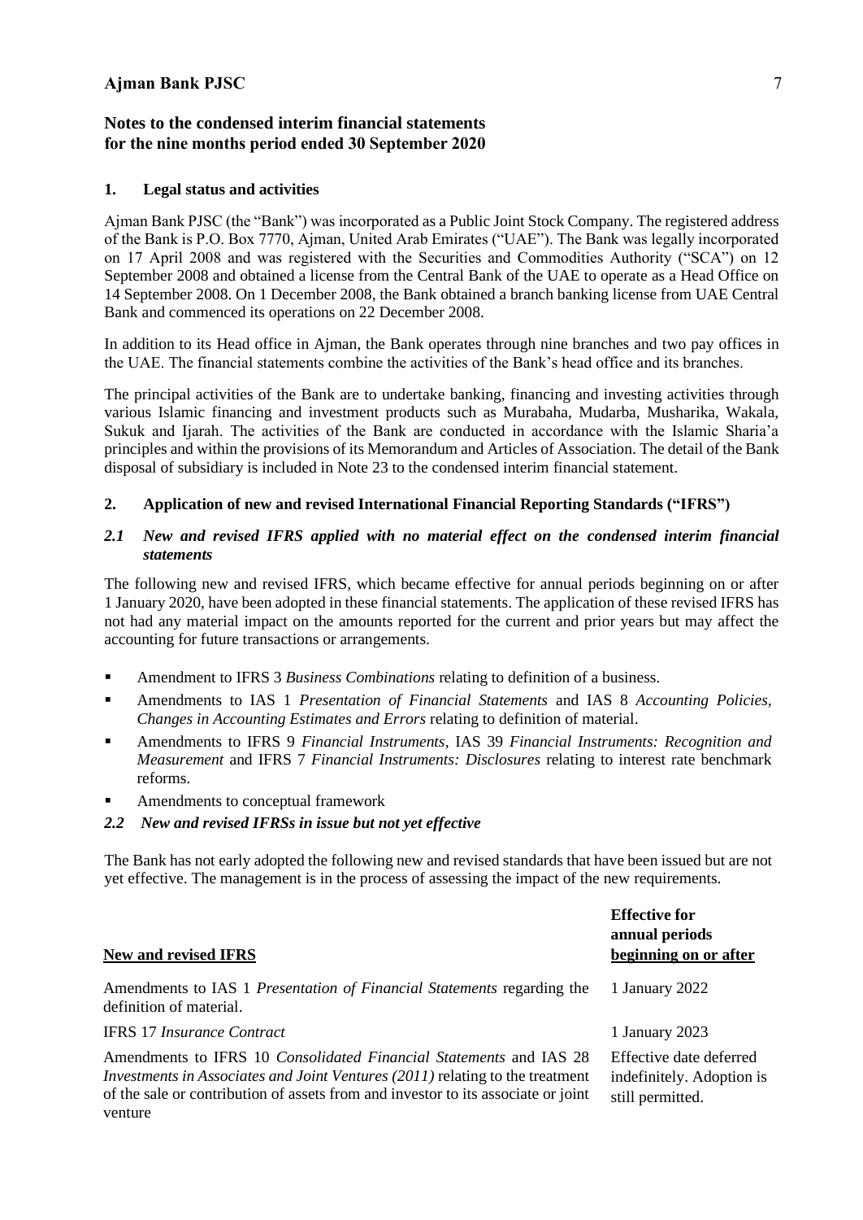## Notes to the condensed interim financial statements for the nine months period ended 30 September 2020

### 1. Legal status and activities

Ajman Bank PJSC (the "Bank") was incorporated as a Public Joint Stock Company. The registered address of the Bank is P.O. Box 7770, Ajman, United Arab Emirates ("UAE"). The Bank was legally incorporated on 17 April 2008 and was registered with the Securities and Commodities Authority ("SCA") on 12 September 2008 and obtained a license from the Central Bank of the UAE to operate as a Head Office on 14 September 2008. On 1 December 2008, the Bank obtained a branch banking license from UAE Central Bank and commenced its operations on 22 December 2008.

In addition to its Head office in Ajman, the Bank operates through nine branches and two pay offices in the UAE. The financial statements combine the activities of the Bank's head office and its branches.

The principal activities of the Bank are to undertake banking, financing and investing activities through various Islamic financing and investment products such as Murabaha, Mudarba, Musharika, Wakala, Sukuk and Ijarah. The activities of the Bank are conducted in accordance with the Islamic Sharia'a principles and within the provisions of its Memorandum and Articles of Association. The detail of the Bank disposal of subsidiary is included in Note 23 to the condensed interim financial statement.

### 2. Application of new and revised International Financial Reporting Standards ("IFRS")

#### *2.1 New and revised IFRS applied with no material effect on the condensed interim financial statements*

The following new and revised IFRS, which became effective for annual periods beginning on or after 1 January 2020, have been adopted in these financial statements. The application of these revised IFRS has not had any material impact on the amounts reported for the current and prior years but may affect the accounting for future transactions or arrangements.

- Amendment to IFRS 3 *Business Combinations* relating to definition of a business.
- Amendments to IAS 1 *Presentation of Financial Statements* and IAS 8 *Accounting Policies, Changes in Accounting Estimates and Errors* relating to definition of material.
- Amendments to IFRS 9 *Financial Instruments*, IAS 39 *Financial Instruments: Recognition and Measurement* and IFRS 7 *Financial Instruments: Disclosures* relating to interest rate benchmark reforms.
- Amendments to conceptual framework

#### *2.2 New and revised IFRSs in issue but not yet effective*

The Bank has not early adopted the following new and revised standards that have been issued but are not yet effective. The management is in the process of assessing the impact of the new requirements.

| New and revised IFRS | Effective for annual periods beginning on or after |
|---|---|
| Amendments to IAS 1 *Presentation of Financial Statements* regarding the definition of material. | 1 January 2022 |
| IFRS 17 *Insurance Contract* | 1 January 2023 |
| Amendments to IFRS 10 *Consolidated Financial Statements* and IAS 28 *Investments in Associates and Joint Ventures (2011)* relating to the treatment of the sale or contribution of assets from and investor to its associate or joint venture | Effective date deferred indefinitely. Adoption is still permitted. |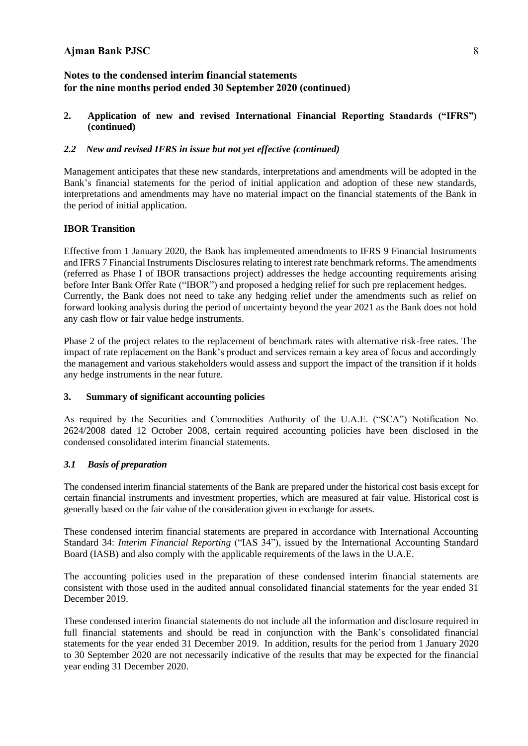## Notes to the condensed interim financial statements for the nine months period ended 30 September 2020 (continued)

### 2. Application of new and revised International Financial Reporting Standards ("IFRS") (continued)

#### *2.2 New and revised IFRS in issue but not yet effective (continued)*

Management anticipates that these new standards, interpretations and amendments will be adopted in the Bank's financial statements for the period of initial application and adoption of these new standards, interpretations and amendments may have no material impact on the financial statements of the Bank in the period of initial application.

**IBOR Transition**

Effective from 1 January 2020, the Bank has implemented amendments to IFRS 9 Financial Instruments and IFRS 7 Financial Instruments Disclosures relating to interest rate benchmark reforms. The amendments (referred as Phase I of IBOR transactions project) addresses the hedge accounting requirements arising before Inter Bank Offer Rate ("IBOR") and proposed a hedging relief for such pre replacement hedges. Currently, the Bank does not need to take any hedging relief under the amendments such as relief on forward looking analysis during the period of uncertainty beyond the year 2021 as the Bank does not hold any cash flow or fair value hedge instruments.

Phase 2 of the project relates to the replacement of benchmark rates with alternative risk-free rates. The impact of rate replacement on the Bank's product and services remain a key area of focus and accordingly the management and various stakeholders would assess and support the impact of the transition if it holds any hedge instruments in the near future.

### 3. Summary of significant accounting policies

As required by the Securities and Commodities Authority of the U.A.E. ("SCA") Notification No. 2624/2008 dated 12 October 2008, certain required accounting policies have been disclosed in the condensed consolidated interim financial statements.

#### *3.1 Basis of preparation*

The condensed interim financial statements of the Bank are prepared under the historical cost basis except for certain financial instruments and investment properties, which are measured at fair value. Historical cost is generally based on the fair value of the consideration given in exchange for assets.

These condensed interim financial statements are prepared in accordance with International Accounting Standard 34: *Interim Financial Reporting* ("IAS 34"), issued by the International Accounting Standard Board (IASB) and also comply with the applicable requirements of the laws in the U.A.E.

The accounting policies used in the preparation of these condensed interim financial statements are consistent with those used in the audited annual consolidated financial statements for the year ended 31 December 2019.

These condensed interim financial statements do not include all the information and disclosure required in full financial statements and should be read in conjunction with the Bank's consolidated financial statements for the year ended 31 December 2019. In addition, results for the period from 1 January 2020 to 30 September 2020 are not necessarily indicative of the results that may be expected for the financial year ending 31 December 2020.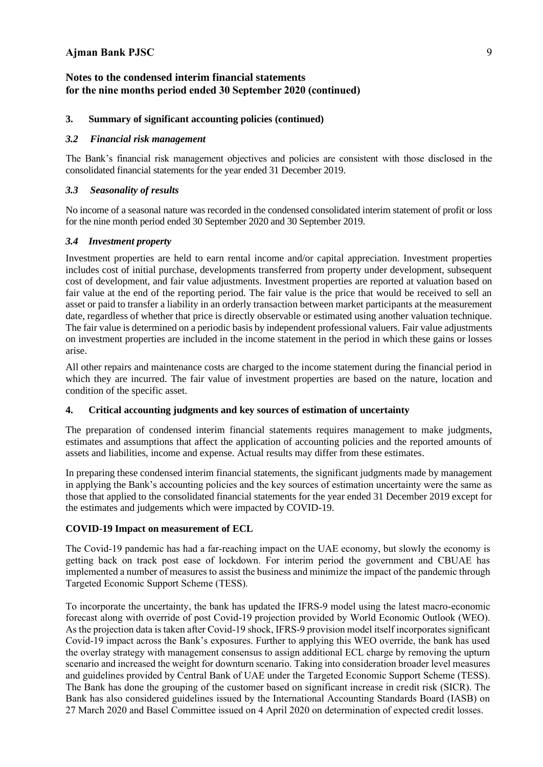## 3. Summary of significant accounting policies (continued)

### *3.2 Financial risk management*

The Bank's financial risk management objectives and policies are consistent with those disclosed in the consolidated financial statements for the year ended 31 December 2019.

### *3.3 Seasonality of results*

No income of a seasonal nature was recorded in the condensed consolidated interim statement of profit or loss for the nine month period ended 30 September 2020 and 30 September 2019.

### *3.4 Investment property*

Investment properties are held to earn rental income and/or capital appreciation. Investment properties includes cost of initial purchase, developments transferred from property under development, subsequent cost of development, and fair value adjustments. Investment properties are reported at valuation based on fair value at the end of the reporting period. The fair value is the price that would be received to sell an asset or paid to transfer a liability in an orderly transaction between market participants at the measurement date, regardless of whether that price is directly observable or estimated using another valuation technique. The fair value is determined on a periodic basis by independent professional valuers. Fair value adjustments on investment properties are included in the income statement in the period in which these gains or losses arise.

All other repairs and maintenance costs are charged to the income statement during the financial period in which they are incurred. The fair value of investment properties are based on the nature, location and condition of the specific asset.

## 4. Critical accounting judgments and key sources of estimation of uncertainty

The preparation of condensed interim financial statements requires management to make judgments, estimates and assumptions that affect the application of accounting policies and the reported amounts of assets and liabilities, income and expense. Actual results may differ from these estimates.

In preparing these condensed interim financial statements, the significant judgments made by management in applying the Bank's accounting policies and the key sources of estimation uncertainty were the same as those that applied to the consolidated financial statements for the year ended 31 December 2019 except for the estimates and judgements which were impacted by COVID-19.

**COVID-19 Impact on measurement of ECL**

The Covid-19 pandemic has had a far-reaching impact on the UAE economy, but slowly the economy is getting back on track post ease of lockdown. For interim period the government and CBUAE has implemented a number of measures to assist the business and minimize the impact of the pandemic through Targeted Economic Support Scheme (TESS).

To incorporate the uncertainty, the bank has updated the IFRS-9 model using the latest macro-economic forecast along with override of post Covid-19 projection provided by World Economic Outlook (WEO). As the projection data is taken after Covid-19 shock, IFRS-9 provision model itself incorporates significant Covid-19 impact across the Bank's exposures. Further to applying this WEO override, the bank has used the overlay strategy with management consensus to assign additional ECL charge by removing the upturn scenario and increased the weight for downturn scenario. Taking into consideration broader level measures and guidelines provided by Central Bank of UAE under the Targeted Economic Support Scheme (TESS). The Bank has done the grouping of the customer based on significant increase in credit risk (SICR). The Bank has also considered guidelines issued by the International Accounting Standards Board (IASB) on 27 March 2020 and Basel Committee issued on 4 April 2020 on determination of expected credit losses.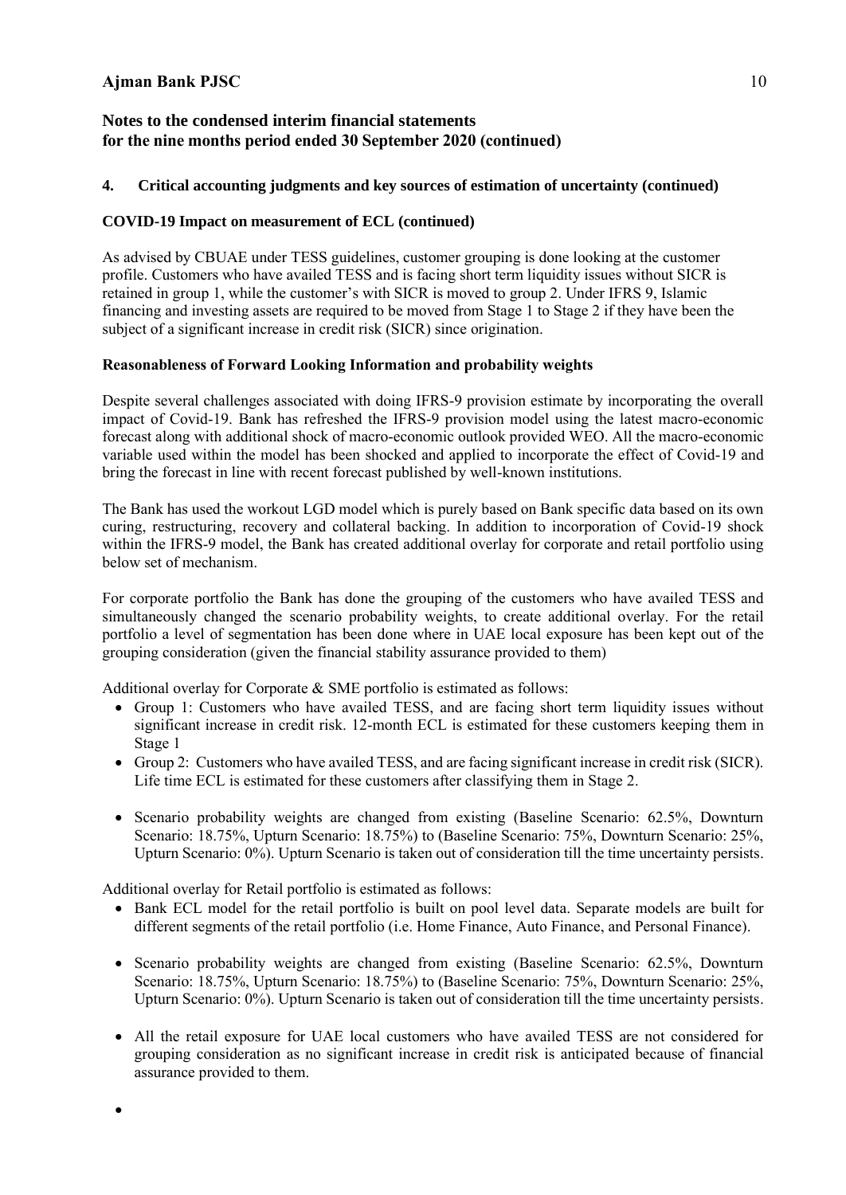## Notes to the condensed interim financial statements for the nine months period ended 30 September 2020 (continued)

### 4. Critical accounting judgments and key sources of estimation of uncertainty (continued)

**COVID-19 Impact on measurement of ECL (continued)**

As advised by CBUAE under TESS guidelines, customer grouping is done looking at the customer profile. Customers who have availed TESS and is facing short term liquidity issues without SICR is retained in group 1, while the customer's with SICR is moved to group 2. Under IFRS 9, Islamic financing and investing assets are required to be moved from Stage 1 to Stage 2 if they have been the subject of a significant increase in credit risk (SICR) since origination.

**Reasonableness of Forward Looking Information and probability weights**

Despite several challenges associated with doing IFRS-9 provision estimate by incorporating the overall impact of Covid-19. Bank has refreshed the IFRS-9 provision model using the latest macro-economic forecast along with additional shock of macro-economic outlook provided WEO. All the macro-economic variable used within the model has been shocked and applied to incorporate the effect of Covid-19 and bring the forecast in line with recent forecast published by well-known institutions.

The Bank has used the workout LGD model which is purely based on Bank specific data based on its own curing, restructuring, recovery and collateral backing. In addition to incorporation of Covid-19 shock within the IFRS-9 model, the Bank has created additional overlay for corporate and retail portfolio using below set of mechanism.

For corporate portfolio the Bank has done the grouping of the customers who have availed TESS and simultaneously changed the scenario probability weights, to create additional overlay. For the retail portfolio a level of segmentation has been done where in UAE local exposure has been kept out of the grouping consideration (given the financial stability assurance provided to them)

Additional overlay for Corporate & SME portfolio is estimated as follows:

- Group 1: Customers who have availed TESS, and are facing short term liquidity issues without significant increase in credit risk. 12-month ECL is estimated for these customers keeping them in Stage 1
- Group 2: Customers who have availed TESS, and are facing significant increase in credit risk (SICR). Life time ECL is estimated for these customers after classifying them in Stage 2.
- Scenario probability weights are changed from existing (Baseline Scenario: 62.5%, Downturn Scenario: 18.75%, Upturn Scenario: 18.75%) to (Baseline Scenario: 75%, Downturn Scenario: 25%, Upturn Scenario: 0%). Upturn Scenario is taken out of consideration till the time uncertainty persists.

Additional overlay for Retail portfolio is estimated as follows:

- Bank ECL model for the retail portfolio is built on pool level data. Separate models are built for different segments of the retail portfolio (i.e. Home Finance, Auto Finance, and Personal Finance).
- Scenario probability weights are changed from existing (Baseline Scenario: 62.5%, Downturn Scenario: 18.75%, Upturn Scenario: 18.75%) to (Baseline Scenario: 75%, Downturn Scenario: 25%, Upturn Scenario: 0%). Upturn Scenario is taken out of consideration till the time uncertainty persists.
- All the retail exposure for UAE local customers who have availed TESS are not considered for grouping consideration as no significant increase in credit risk is anticipated because of financial assurance provided to them.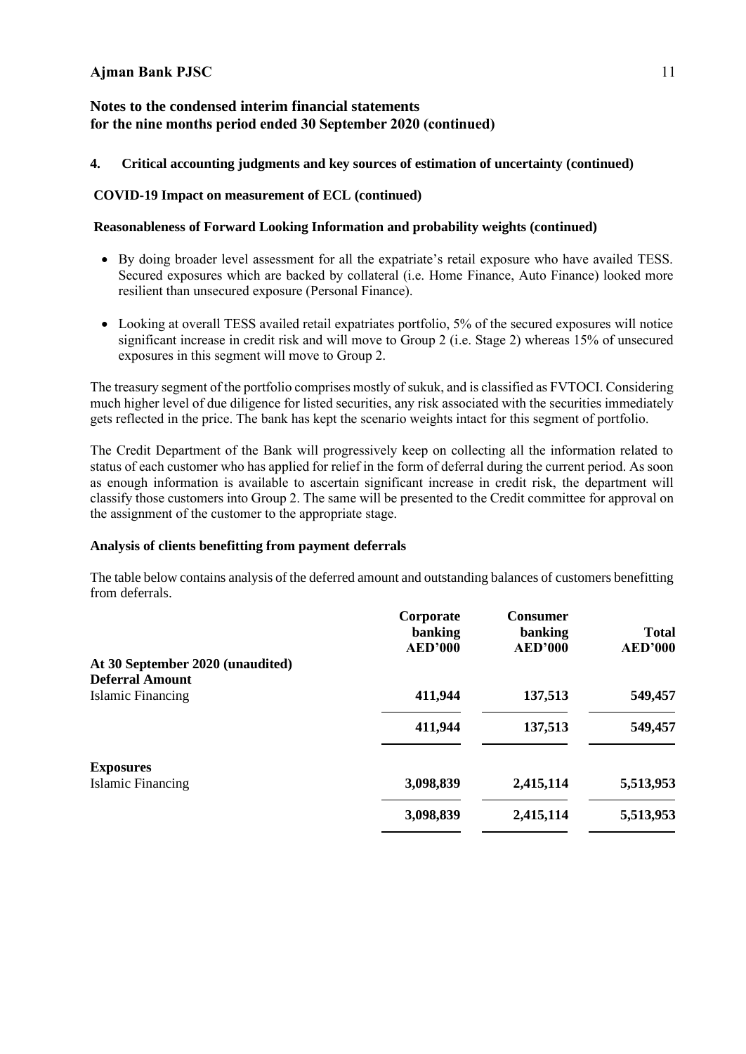## Notes to the condensed interim financial statements for the nine months period ended 30 September 2020 (continued)

### 4. Critical accounting judgments and key sources of estimation of uncertainty (continued)

**COVID-19 Impact on measurement of ECL (continued)**

**Reasonableness of Forward Looking Information and probability weights (continued)**

- By doing broader level assessment for all the expatriate's retail exposure who have availed TESS. Secured exposures which are backed by collateral (i.e. Home Finance, Auto Finance) looked more resilient than unsecured exposure (Personal Finance).
- Looking at overall TESS availed retail expatriates portfolio, 5% of the secured exposures will notice significant increase in credit risk and will move to Group 2 (i.e. Stage 2) whereas 15% of unsecured exposures in this segment will move to Group 2.

The treasury segment of the portfolio comprises mostly of sukuk, and is classified as FVTOCI. Considering much higher level of due diligence for listed securities, any risk associated with the securities immediately gets reflected in the price. The bank has kept the scenario weights intact for this segment of portfolio.

The Credit Department of the Bank will progressively keep on collecting all the information related to status of each customer who has applied for relief in the form of deferral during the current period. As soon as enough information is available to ascertain significant increase in credit risk, the department will classify those customers into Group 2. The same will be presented to the Credit committee for approval on the assignment of the customer to the appropriate stage.

**Analysis of clients benefitting from payment deferrals**

The table below contains analysis of the deferred amount and outstanding balances of customers benefitting from deferrals.

| | Corporate banking AED'000 | Consumer banking AED'000 | Total AED'000 |
|---|---|---|---|
| **At 30 September 2020 (unaudited)** | | | |
| **Deferral Amount** | | | |
| Islamic Financing | **411,944** | **137,513** | **549,457** |
| | **411,944** | **137,513** | **549,457** |
| **Exposures** | | | |
| Islamic Financing | **3,098,839** | **2,415,114** | **5,513,953** |
| | **3,098,839** | **2,415,114** | **5,513,953** |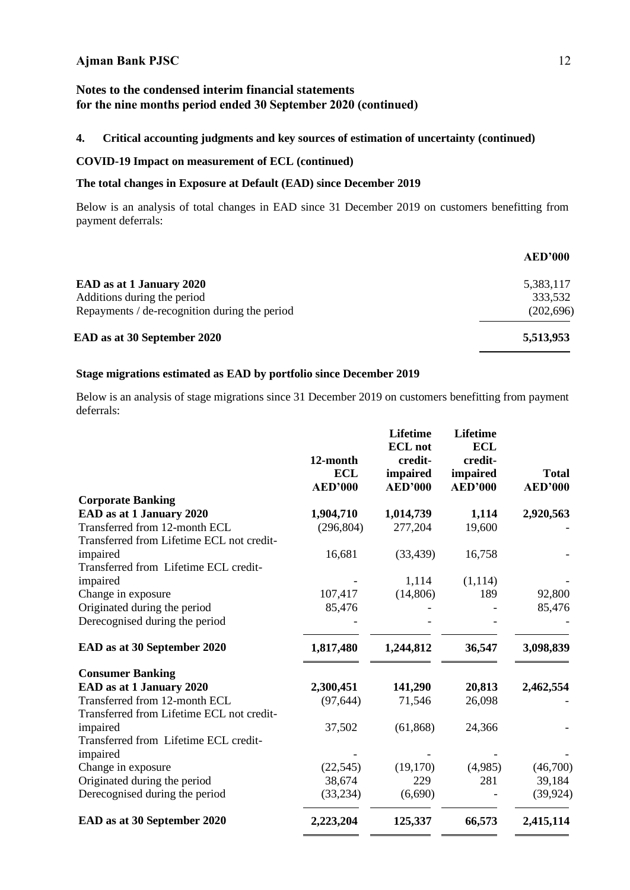## Notes to the condensed interim financial statements for the nine months period ended 30 September 2020 (continued)

### 4. Critical accounting judgments and key sources of estimation of uncertainty (continued)

**COVID-19 Impact on measurement of ECL (continued)**

**The total changes in Exposure at Default (EAD) since December 2019**

Below is an analysis of total changes in EAD since 31 December 2019 on customers benefitting from payment deferrals:

| | AED'000 |
|---|---|
| **EAD as at 1 January 2020** | 5,383,117 |
| Additions during the period | 333,532 |
| Repayments / de-recognition during the period | (202,696) |
| **EAD as at 30 September 2020** | **5,513,953** |

**Stage migrations estimated as EAD by portfolio since December 2019**

Below is an analysis of stage migrations since 31 December 2019 on customers benefitting from payment deferrals:

| | 12-month ECL AED'000 | Lifetime ECL not credit-impaired AED'000 | Lifetime ECL credit-impaired AED'000 | Total AED'000 |
|---|---|---|---|---|
| **Corporate Banking** | | | | |
| **EAD as at 1 January 2020** | **1,904,710** | **1,014,739** | **1,114** | **2,920,563** |
| Transferred from 12-month ECL | (296,804) | 277,204 | 19,600 | - |
| Transferred from Lifetime ECL not credit-impaired | 16,681 | (33,439) | 16,758 | - |
| Transferred from Lifetime ECL credit-impaired | - | 1,114 | (1,114) | - |
| Change in exposure | 107,417 | (14,806) | 189 | 92,800 |
| Originated during the period | 85,476 | - | - | 85,476 |
| Derecognised during the period | - | - | - | - |
| **EAD as at 30 September 2020** | **1,817,480** | **1,244,812** | **36,547** | **3,098,839** |
| **Consumer Banking** | | | | |
| **EAD as at 1 January 2020** | **2,300,451** | **141,290** | **20,813** | **2,462,554** |
| Transferred from 12-month ECL | (97,644) | 71,546 | 26,098 | - |
| Transferred from Lifetime ECL not credit-impaired | 37,502 | (61,868) | 24,366 | - |
| Transferred from Lifetime ECL credit-impaired | - | - | - | - |
| Change in exposure | (22,545) | (19,170) | (4,985) | (46,700) |
| Originated during the period | 38,674 | 229 | 281 | 39,184 |
| Derecognised during the period | (33,234) | (6,690) | - | (39,924) |
| **EAD as at 30 September 2020** | **2,223,204** | **125,337** | **66,573** | **2,415,114** |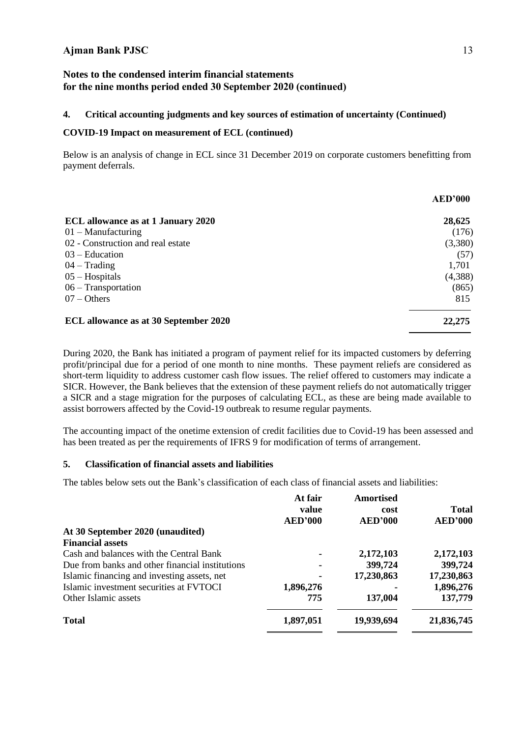## Notes to the condensed interim financial statements for the nine months period ended 30 September 2020 (continued)

### 4. Critical accounting judgments and key sources of estimation of uncertainty (Continued)

**COVID-19 Impact on measurement of ECL (continued)**

Below is an analysis of change in ECL since 31 December 2019 on corporate customers benefitting from payment deferrals.

| | AED'000 |
|---|---|
| **ECL allowance as at 1 January 2020** | **28,625** |
| 01 – Manufacturing | (176) |
| 02 - Construction and real estate | (3,380) |
| 03 – Education | (57) |
| 04 – Trading | 1,701 |
| 05 – Hospitals | (4,388) |
| 06 – Transportation | (865) |
| 07 – Others | 815 |
| **ECL allowance as at 30 September 2020** | **22,275** |

During 2020, the Bank has initiated a program of payment relief for its impacted customers by deferring profit/principal due for a period of one month to nine months. These payment reliefs are considered as short-term liquidity to address customer cash flow issues. The relief offered to customers may indicate a SICR. However, the Bank believes that the extension of these payment reliefs do not automatically trigger a SICR and a stage migration for the purposes of calculating ECL, as these are being made available to assist borrowers affected by the Covid-19 outbreak to resume regular payments.

The accounting impact of the onetime extension of credit facilities due to Covid-19 has been assessed and has been treated as per the requirements of IFRS 9 for modification of terms of arrangement.

### 5. Classification of financial assets and liabilities

The tables below sets out the Bank's classification of each class of financial assets and liabilities:

| | At fair value AED'000 | Amortised cost AED'000 | Total AED'000 |
|---|---|---|---|
| **At 30 September 2020 (unaudited)** | | | |
| **Financial assets** | | | |
| Cash and balances with the Central Bank | - | **2,172,103** | **2,172,103** |
| Due from banks and other financial institutions | - | **399,724** | **399,724** |
| Islamic financing and investing assets, net | - | **17,230,863** | **17,230,863** |
| Islamic investment securities at FVTOCI | **1,896,276** | - | **1,896,276** |
| Other Islamic assets | **775** | **137,004** | **137,779** |
| **Total** | **1,897,051** | **19,939,694** | **21,836,745** |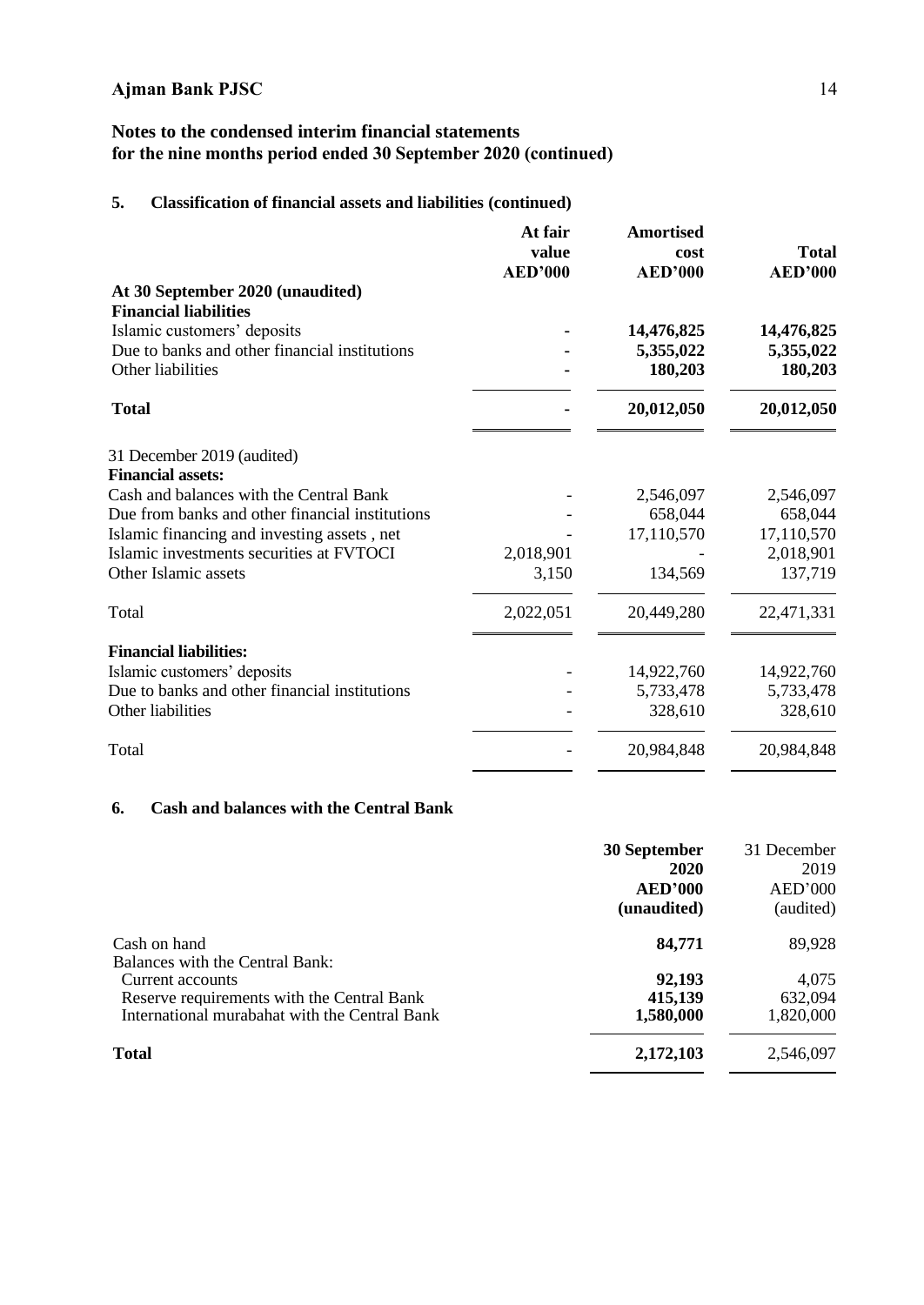# Ajman Bank PJSC

## Notes to the condensed interim financial statements for the nine months period ended 30 September 2020 (continued)

### 5. Classification of financial assets and liabilities (continued)

| | At fair value AED'000 | Amortised cost AED'000 | Total AED'000 |
|---|---|---|---|
| **At 30 September 2020 (unaudited)** | | | |
| **Financial liabilities** | | | |
| Islamic customers' deposits | **-** | **14,476,825** | **14,476,825** |
| Due to banks and other financial institutions | **-** | **5,355,022** | **5,355,022** |
| Other liabilities | **-** | **180,203** | **180,203** |
| **Total** | **-** | **20,012,050** | **20,012,050** |
| 31 December 2019 (audited) | | | |
| **Financial assets:** | | | |
| Cash and balances with the Central Bank | - | 2,546,097 | 2,546,097 |
| Due from banks and other financial institutions | - | 658,044 | 658,044 |
| Islamic financing and investing assets , net | - | 17,110,570 | 17,110,570 |
| Islamic investments securities at FVTOCI | 2,018,901 | - | 2,018,901 |
| Other Islamic assets | 3,150 | 134,569 | 137,719 |
| Total | 2,022,051 | 20,449,280 | 22,471,331 |
| **Financial liabilities:** | | | |
| Islamic customers' deposits | - | 14,922,760 | 14,922,760 |
| Due to banks and other financial institutions | - | 5,733,478 | 5,733,478 |
| Other liabilities | - | 328,610 | 328,610 |
| Total | - | 20,984,848 | 20,984,848 |

### 6. Cash and balances with the Central Bank

| | **30 September 2020 AED'000 (unaudited)** | 31 December 2019 AED'000 (audited) |
|---|---|---|
| Cash on hand | **84,771** | 89,928 |
| Balances with the Central Bank: | | |
| Current accounts | **92,193** | 4,075 |
| Reserve requirements with the Central Bank | **415,139** | 632,094 |
| International murabahat with the Central Bank | **1,580,000** | 1,820,000 |
| **Total** | **2,172,103** | 2,546,097 |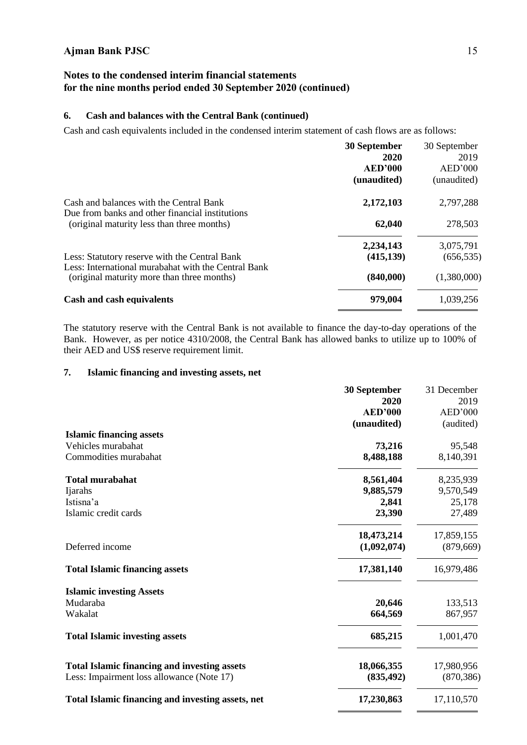## 6. Cash and balances with the Central Bank (continued)

Cash and cash equivalents included in the condensed interim statement of cash flows are as follows:

| | 30 September 2020 AED'000 (unaudited) | 30 September 2019 AED'000 (unaudited) |
|---|---|---|
| Cash and balances with the Central Bank | **2,172,103** | 2,797,288 |
| Due from banks and other financial institutions (original maturity less than three months) | **62,040** | 278,503 |
| | **2,234,143** | 3,075,791 |
| Less: Statutory reserve with the Central Bank | **(415,139)** | (656,535) |
| Less: International murabahat with the Central Bank (original maturity more than three months) | **(840,000)** | (1,380,000) |
| **Cash and cash equivalents** | **979,004** | 1,039,256 |

The statutory reserve with the Central Bank is not available to finance the day-to-day operations of the Bank. However, as per notice 4310/2008, the Central Bank has allowed banks to utilize up to 100% of their AED and US$ reserve requirement limit.

## 7. Islamic financing and investing assets, net

| | 30 September 2020 AED'000 (unaudited) | 31 December 2019 AED'000 (audited) |
|---|---|---|
| **Islamic financing assets** | | |
| Vehicles murabahat | **73,216** | 95,548 |
| Commodities murabahat | **8,488,188** | 8,140,391 |
| **Total murabahat** | **8,561,404** | 8,235,939 |
| Ijarahs | **9,885,579** | 9,570,549 |
| Istisna'a | **2,841** | 25,178 |
| Islamic credit cards | **23,390** | 27,489 |
| | **18,473,214** | 17,859,155 |
| Deferred income | **(1,092,074)** | (879,669) |
| **Total Islamic financing assets** | **17,381,140** | 16,979,486 |
| **Islamic investing Assets** | | |
| Mudaraba | **20,646** | 133,513 |
| Wakalat | **664,569** | 867,957 |
| **Total Islamic investing assets** | **685,215** | 1,001,470 |
| **Total Islamic financing and investing assets** | **18,066,355** | 17,980,956 |
| Less: Impairment loss allowance (Note 17) | **(835,492)** | (870,386) |
| **Total Islamic financing and investing assets, net** | **17,230,863** | 17,110,570 |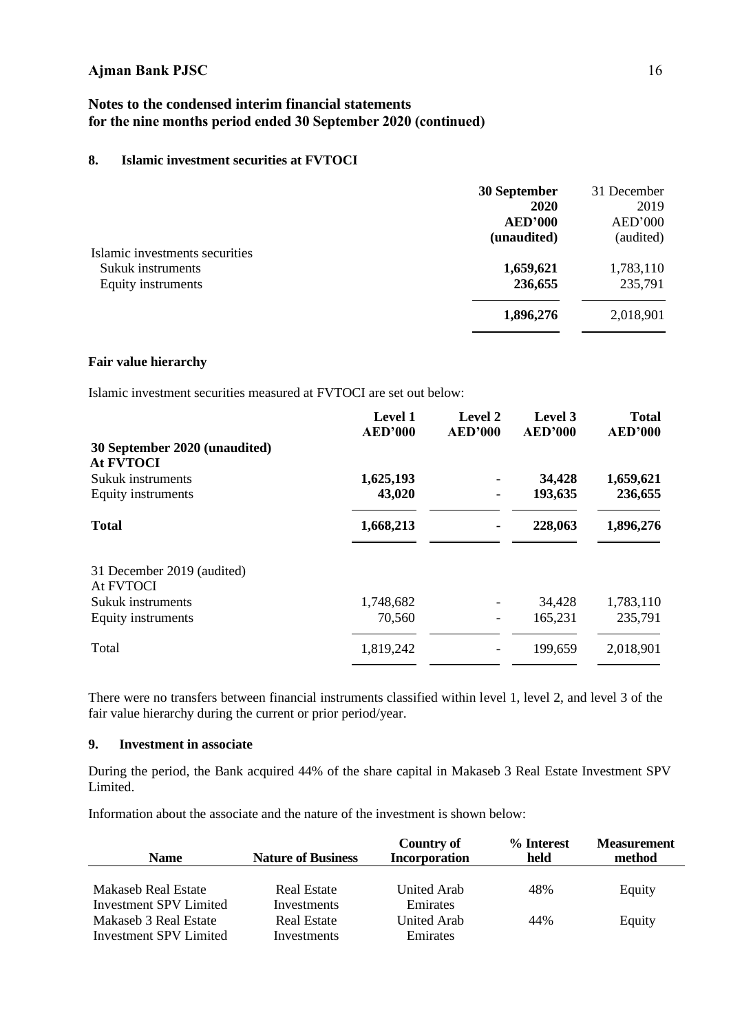**Notes to the condensed interim financial statements for the nine months period ended 30 September 2020 (continued)**

## 8. Islamic investment securities at FVTOCI

| | 30 September 2020 AED'000 (unaudited) | 31 December 2019 AED'000 (audited) |
|---|---|---|
| Islamic investments securities | | |
| Sukuk instruments | **1,659,621** | 1,783,110 |
| Equity instruments | **236,655** | 235,791 |
| | **1,896,276** | 2,018,901 |

### Fair value hierarchy

Islamic investment securities measured at FVTOCI are set out below:

| | Level 1 AED'000 | Level 2 AED'000 | Level 3 AED'000 | Total AED'000 |
|---|---|---|---|---|
| **30 September 2020 (unaudited)** | | | | |
| **At FVTOCI** | | | | |
| Sukuk instruments | **1,625,193** | - | **34,428** | **1,659,621** |
| Equity instruments | **43,020** | - | **193,635** | **236,655** |
| **Total** | **1,668,213** | - | **228,063** | **1,896,276** |
| 31 December 2019 (audited) | | | | |
| At FVTOCI | | | | |
| Sukuk instruments | 1,748,682 | - | 34,428 | 1,783,110 |
| Equity instruments | 70,560 | - | 165,231 | 235,791 |
| Total | 1,819,242 | - | 199,659 | 2,018,901 |

There were no transfers between financial instruments classified within level 1, level 2, and level 3 of the fair value hierarchy during the current or prior period/year.

## 9. Investment in associate

During the period, the Bank acquired 44% of the share capital in Makaseb 3 Real Estate Investment SPV Limited.

Information about the associate and the nature of the investment is shown below:

| Name | Nature of Business | Country of Incorporation | % Interest held | Measurement method |
|---|---|---|---|---|
| Makaseb Real Estate Investment SPV Limited | Real Estate Investments | United Arab Emirates | 48% | Equity |
| Makaseb 3 Real Estate Investment SPV Limited | Real Estate Investments | United Arab Emirates | 44% | Equity |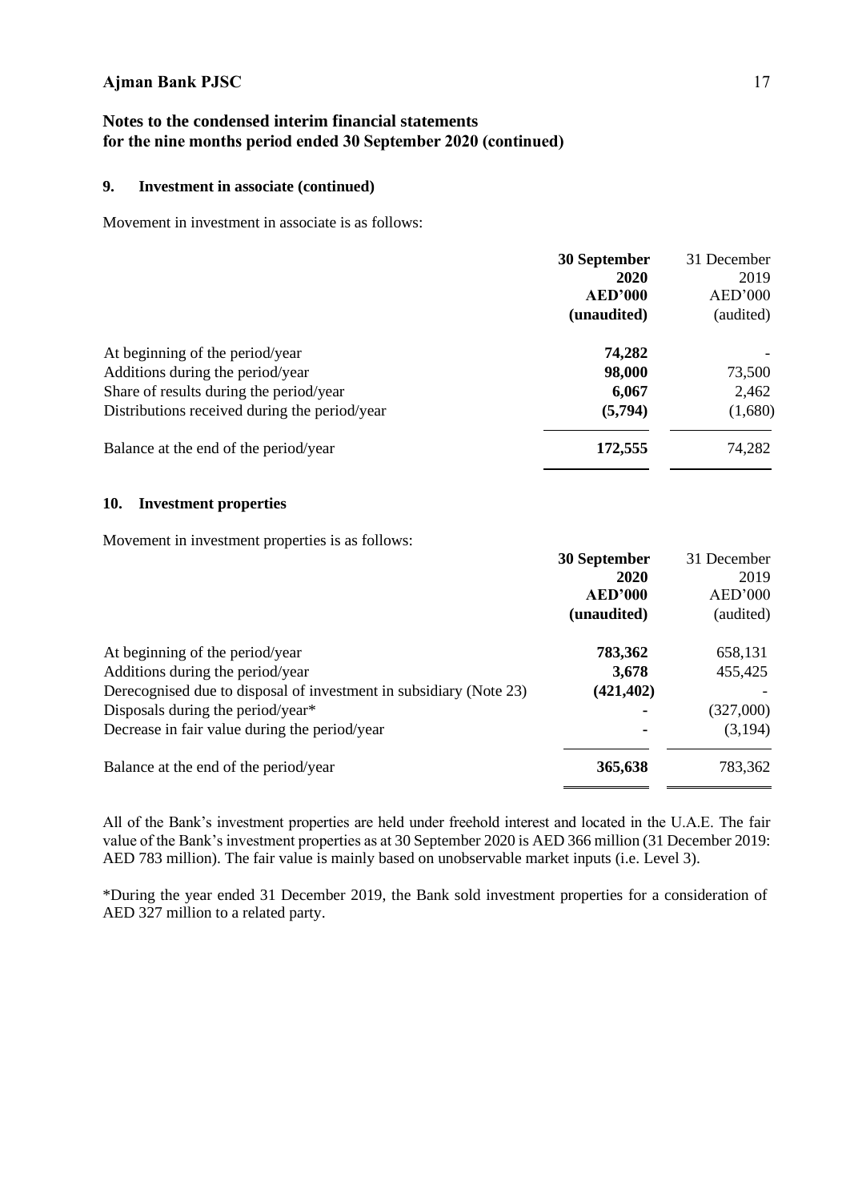**Notes to the condensed interim financial statements for the nine months period ended 30 September 2020 (continued)**

## 9. Investment in associate (continued)

Movement in investment in associate is as follows:

| | **30 September 2020 AED'000 (unaudited)** | 31 December 2019 AED'000 (audited) |
|---|---|---|
| At beginning of the period/year | **74,282** | - |
| Additions during the period/year | **98,000** | 73,500 |
| Share of results during the period/year | **6,067** | 2,462 |
| Distributions received during the period/year | **(5,794)** | (1,680) |
| Balance at the end of the period/year | **172,555** | 74,282 |

## 10. Investment properties

Movement in investment properties is as follows:

| | **30 September 2020 AED'000 (unaudited)** | 31 December 2019 AED'000 (audited) |
|---|---|---|
| At beginning of the period/year | **783,362** | 658,131 |
| Additions during the period/year | **3,678** | 455,425 |
| Derecognised due to disposal of investment in subsidiary (Note 23) | **(421,402)** | - |
| Disposals during the period/year* | **-** | (327,000) |
| Decrease in fair value during the period/year | **-** | (3,194) |
| Balance at the end of the period/year | **365,638** | 783,362 |

All of the Bank's investment properties are held under freehold interest and located in the U.A.E. The fair value of the Bank's investment properties as at 30 September 2020 is AED 366 million (31 December 2019: AED 783 million). The fair value is mainly based on unobservable market inputs (i.e. Level 3).

*During the year ended 31 December 2019, the Bank sold investment properties for a consideration of AED 327 million to a related party.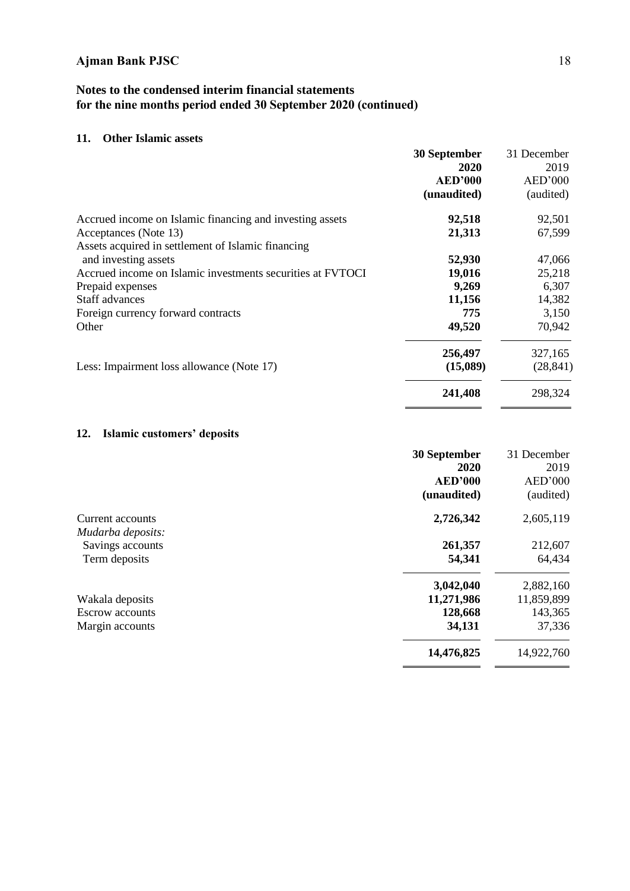## Notes to the condensed interim financial statements for the nine months period ended 30 September 2020 (continued)

### 11. Other Islamic assets

| | 30 September 2020 AED'000 (unaudited) | 31 December 2019 AED'000 (audited) |
|---|---|---|
| Accrued income on Islamic financing and investing assets | 92,518 | 92,501 |
| Acceptances (Note 13) | 21,313 | 67,599 |
| Assets acquired in settlement of Islamic financing and investing assets | 52,930 | 47,066 |
| Accrued income on Islamic investments securities at FVTOCI | 19,016 | 25,218 |
| Prepaid expenses | 9,269 | 6,307 |
| Staff advances | 11,156 | 14,382 |
| Foreign currency forward contracts | 775 | 3,150 |
| Other | 49,520 | 70,942 |
| | 256,497 | 327,165 |
| Less: Impairment loss allowance (Note 17) | (15,089) | (28,841) |
| | 241,408 | 298,324 |

### 12. Islamic customers' deposits

| | 30 September 2020 AED'000 (unaudited) | 31 December 2019 AED'000 (audited) |
|---|---|---|
| Current accounts | 2,726,342 | 2,605,119 |
| *Mudarba deposits:* | | |
| Savings accounts | 261,357 | 212,607 |
| Term deposits | 54,341 | 64,434 |
| | 3,042,040 | 2,882,160 |
| Wakala deposits | 11,271,986 | 11,859,899 |
| Escrow accounts | 128,668 | 143,365 |
| Margin accounts | 34,131 | 37,336 |
| | 14,476,825 | 14,922,760 |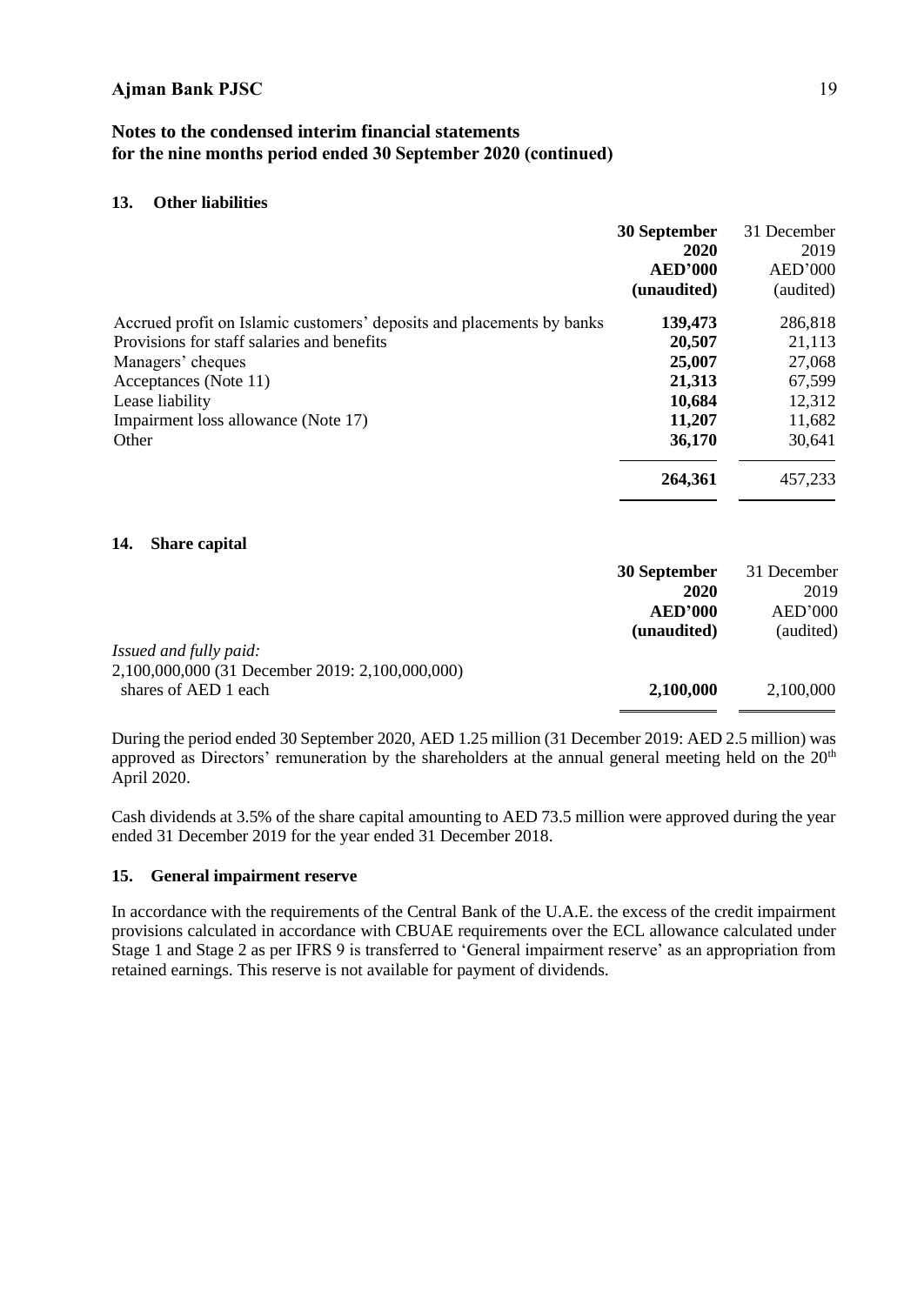# Notes to the condensed interim financial statements for the nine months period ended 30 September 2020 (continued)

## 13. Other liabilities

| | 30 September 2020 AED'000 (unaudited) | 31 December 2019 AED'000 (audited) |
|---|---|---|
| Accrued profit on Islamic customers' deposits and placements by banks | **139,473** | 286,818 |
| Provisions for staff salaries and benefits | **20,507** | 21,113 |
| Managers' cheques | **25,007** | 27,068 |
| Acceptances (Note 11) | **21,313** | 67,599 |
| Lease liability | **10,684** | 12,312 |
| Impairment loss allowance (Note 17) | **11,207** | 11,682 |
| Other | **36,170** | 30,641 |
| | **264,361** | 457,233 |

## 14. Share capital

| | 30 September 2020 AED'000 (unaudited) | 31 December 2019 AED'000 (audited) |
|---|---|---|
| *Issued and fully paid:* | | |
| 2,100,000,000 (31 December 2019: 2,100,000,000) shares of AED 1 each | **2,100,000** | 2,100,000 |

During the period ended 30 September 2020, AED 1.25 million (31 December 2019: AED 2.5 million) was approved as Directors' remuneration by the shareholders at the annual general meeting held on the 20th April 2020.

Cash dividends at 3.5% of the share capital amounting to AED 73.5 million were approved during the year ended 31 December 2019 for the year ended 31 December 2018.

## 15. General impairment reserve

In accordance with the requirements of the Central Bank of the U.A.E. the excess of the credit impairment provisions calculated in accordance with CBUAE requirements over the ECL allowance calculated under Stage 1 and Stage 2 as per IFRS 9 is transferred to 'General impairment reserve' as an appropriation from retained earnings. This reserve is not available for payment of dividends.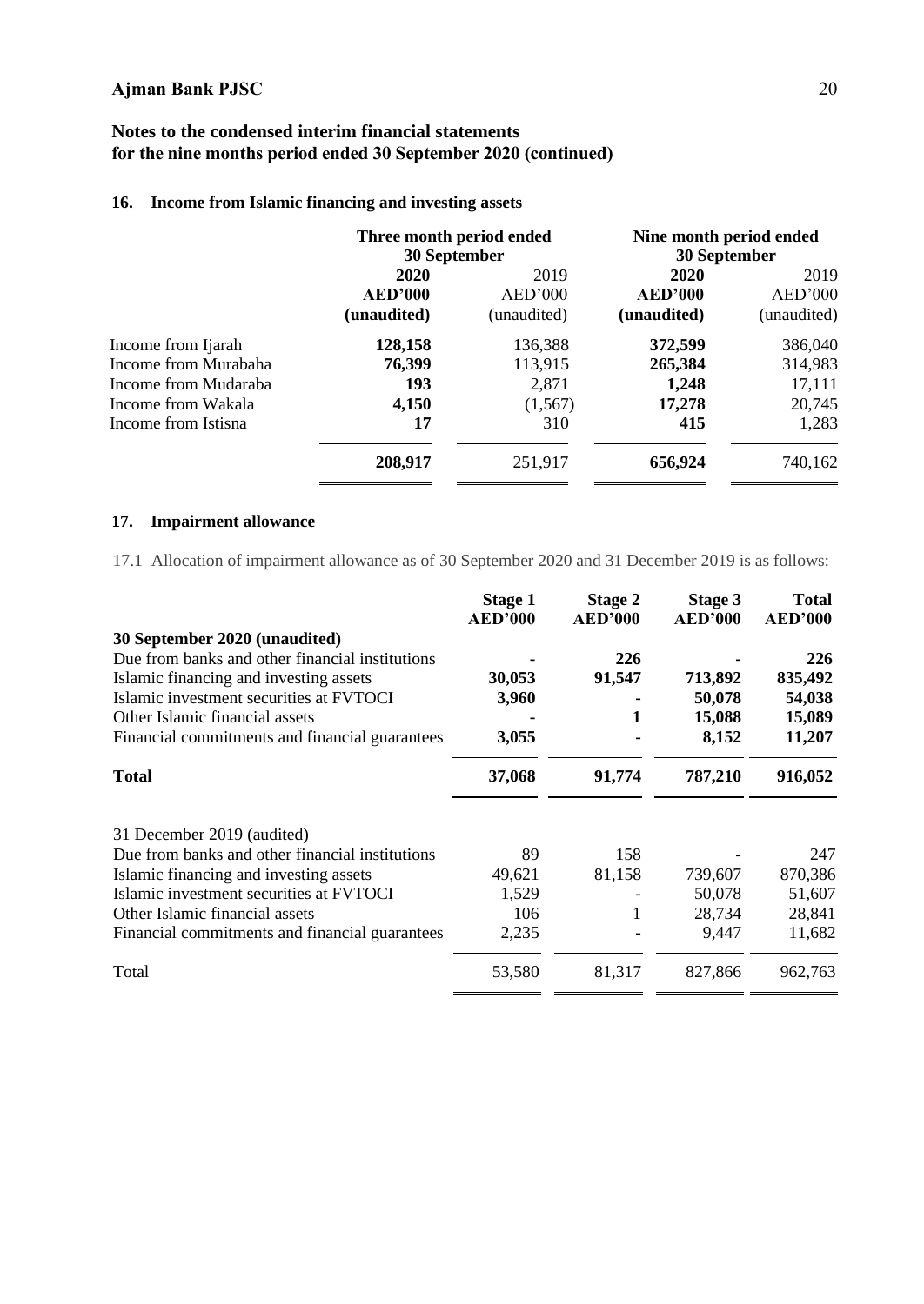## Notes to the condensed interim financial statements for the nine months period ended 30 September 2020 (continued)

### 16. Income from Islamic financing and investing assets

| | Three month period ended 30 September | | Nine month period ended 30 September | |
|---|---|---|---|---|
| | **2020** | 2019 | **2020** | 2019 |
| | **AED'000** | AED'000 | **AED'000** | AED'000 |
| | **(unaudited)** | (unaudited) | **(unaudited)** | (unaudited) |
| Income from Ijarah | **128,158** | 136,388 | **372,599** | 386,040 |
| Income from Murabaha | **76,399** | 113,915 | **265,384** | 314,983 |
| Income from Mudaraba | **193** | 2,871 | **1,248** | 17,111 |
| Income from Wakala | **4,150** | (1,567) | **17,278** | 20,745 |
| Income from Istisna | **17** | 310 | **415** | 1,283 |
| | **208,917** | 251,917 | **656,924** | 740,162 |

### 17. Impairment allowance

17.1 Allocation of impairment allowance as of 30 September 2020 and 31 December 2019 is as follows:

| | Stage 1 AED'000 | Stage 2 AED'000 | Stage 3 AED'000 | Total AED'000 |
|---|---|---|---|---|
| **30 September 2020 (unaudited)** | | | | |
| Due from banks and other financial institutions | **-** | **226** | **-** | **226** |
| Islamic financing and investing assets | **30,053** | **91,547** | **713,892** | **835,492** |
| Islamic investment securities at FVTOCI | **3,960** | **-** | **50,078** | **54,038** |
| Other Islamic financial assets | **-** | **1** | **15,088** | **15,089** |
| Financial commitments and financial guarantees | **3,055** | **-** | **8,152** | **11,207** |
| **Total** | **37,068** | **91,774** | **787,210** | **916,052** |
| 31 December 2019 (audited) | | | | |
| Due from banks and other financial institutions | 89 | 158 | - | 247 |
| Islamic financing and investing assets | 49,621 | 81,158 | 739,607 | 870,386 |
| Islamic investment securities at FVTOCI | 1,529 | - | 50,078 | 51,607 |
| Other Islamic financial assets | 106 | 1 | 28,734 | 28,841 |
| Financial commitments and financial guarantees | 2,235 | - | 9,447 | 11,682 |
| Total | 53,580 | 81,317 | 827,866 | 962,763 |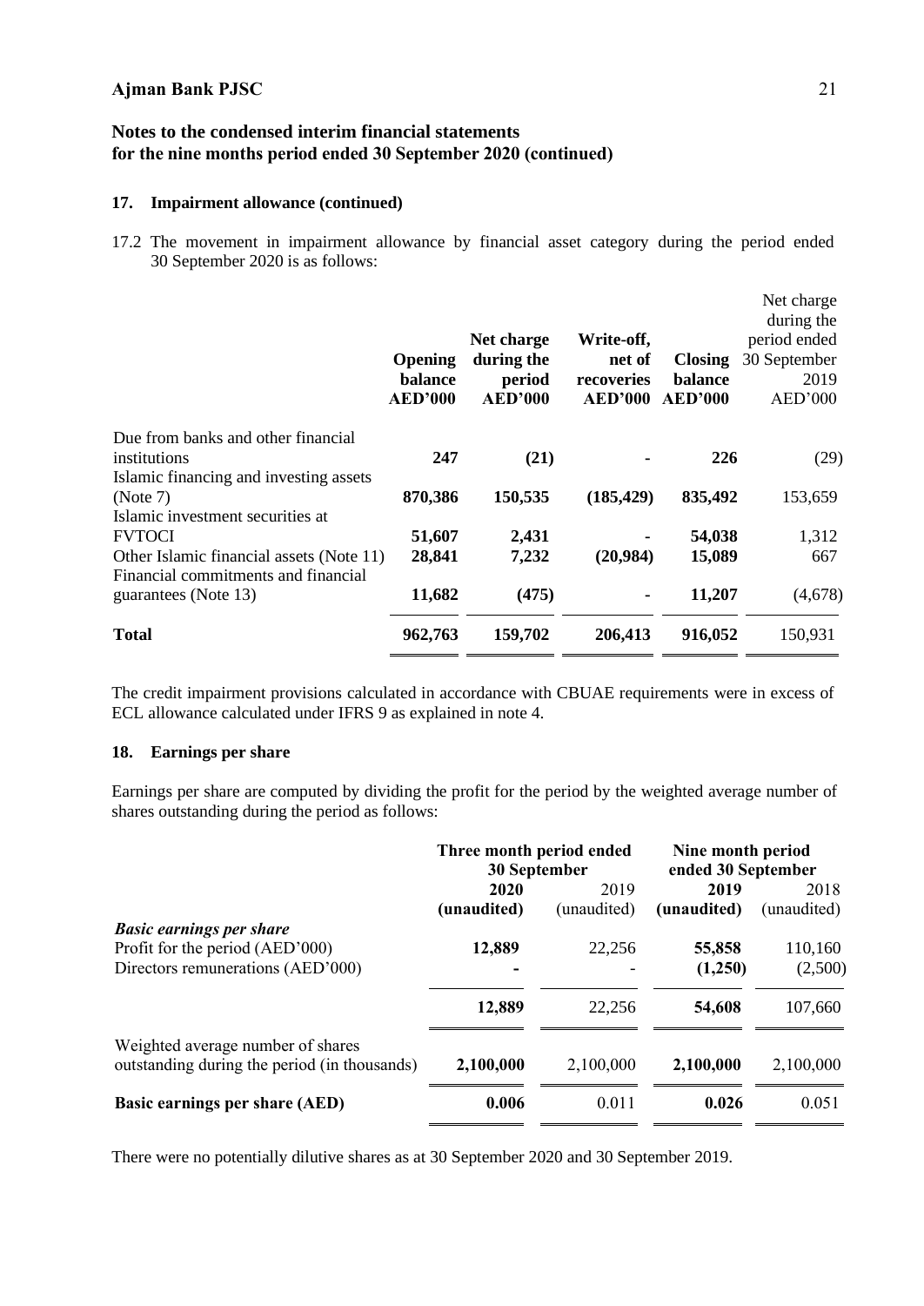## Ajman Bank PJSC

## Notes to the condensed interim financial statements for the nine months period ended 30 September 2020 (continued)

### 17. Impairment allowance (continued)

17.2 The movement in impairment allowance by financial asset category during the period ended 30 September 2020 is as follows:

| | **Opening balance AED'000** | **Net charge during the period AED'000** | **Write-off, net of recoveries AED'000** | **Closing balance AED'000** | Net charge during the period ended 30 September 2019 AED'000 |
|---|---|---|---|---|---|
| Due from banks and other financial institutions | **247** | **(21)** | **-** | **226** | (29) |
| Islamic financing and investing assets (Note 7) | **870,386** | **150,535** | **(185,429)** | **835,492** | 153,659 |
| Islamic investment securities at FVTOCI | **51,607** | **2,431** | **-** | **54,038** | 1,312 |
| Other Islamic financial assets (Note 11) | **28,841** | **7,232** | **(20,984)** | **15,089** | 667 |
| Financial commitments and financial guarantees (Note 13) | **11,682** | **(475)** | **-** | **11,207** | (4,678) |
| **Total** | **962,763** | **159,702** | **206,413** | **916,052** | 150,931 |

The credit impairment provisions calculated in accordance with CBUAE requirements were in excess of ECL allowance calculated under IFRS 9 as explained in note 4.

### 18. Earnings per share

Earnings per share are computed by dividing the profit for the period by the weighted average number of shares outstanding during the period as follows:

| | **Three month period ended 30 September** | | **Nine month period ended 30 September** | |
|---|---|---|---|---|
| | **2020 (unaudited)** | 2019 (unaudited) | **2019 (unaudited)** | 2018 (unaudited) |
| ***Basic earnings per share*** | | | | |
| Profit for the period (AED'000) | **12,889** | 22,256 | **55,858** | 110,160 |
| Directors remunerations (AED'000) | **-** | - | **(1,250)** | (2,500) |
| | **12,889** | 22,256 | **54,608** | 107,660 |
| Weighted average number of shares outstanding during the period (in thousands) | **2,100,000** | 2,100,000 | **2,100,000** | 2,100,000 |
| **Basic earnings per share (AED)** | **0.006** | 0.011 | **0.026** | 0.051 |

There were no potentially dilutive shares as at 30 September 2020 and 30 September 2019.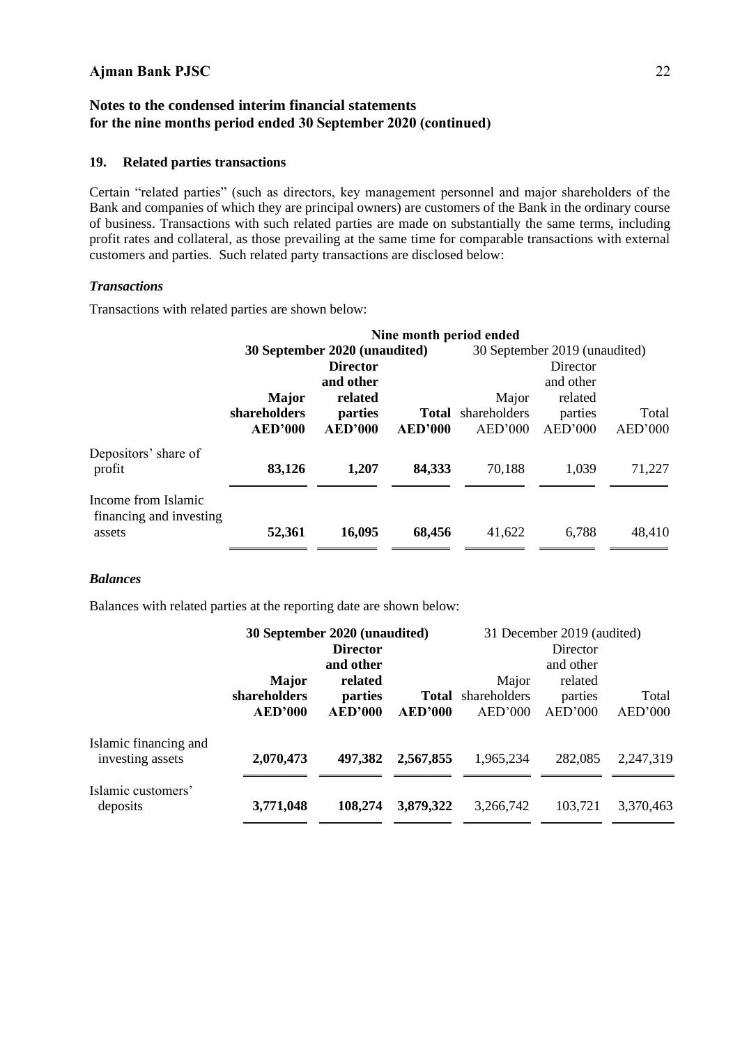**Notes to the condensed interim financial statements for the nine months period ended 30 September 2020 (continued)**

## 19. Related parties transactions

Certain "related parties" (such as directors, key management personnel and major shareholders of the Bank and companies of which they are principal owners) are customers of the Bank in the ordinary course of business. Transactions with such related parties are made on substantially the same terms, including profit rates and collateral, as those prevailing at the same time for comparable transactions with external customers and parties. Such related party transactions are disclosed below:

### *Transactions*

Transactions with related parties are shown below:

| | Nine month period ended | | | | | |
|---|---|---|---|---|---|---|
| | **30 September 2020 (unaudited)** | | | 30 September 2019 (unaudited) | | |
| | **Major shareholders AED'000** | **Director and other related parties AED'000** | **Total AED'000** | Major shareholders AED'000 | Director and other related parties AED'000 | Total AED'000 |
| Depositors' share of profit | **83,126** | **1,207** | **84,333** | 70,188 | 1,039 | 71,227 |
| Income from Islamic financing and investing assets | **52,361** | **16,095** | **68,456** | 41,622 | 6,788 | 48,410 |

### *Balances*

Balances with related parties at the reporting date are shown below:

| | **30 September 2020 (unaudited)** | | | 31 December 2019 (audited) | | |
|---|---|---|---|---|---|---|
| | **Major shareholders AED'000** | **Director and other related parties AED'000** | **Total AED'000** | Major shareholders AED'000 | Director and other related parties AED'000 | Total AED'000 |
| Islamic financing and investing assets | **2,070,473** | **497,382** | **2,567,855** | 1,965,234 | 282,085 | 2,247,319 |
| Islamic customers' deposits | **3,771,048** | **108,274** | **3,879,322** | 3,266,742 | 103,721 | 3,370,463 |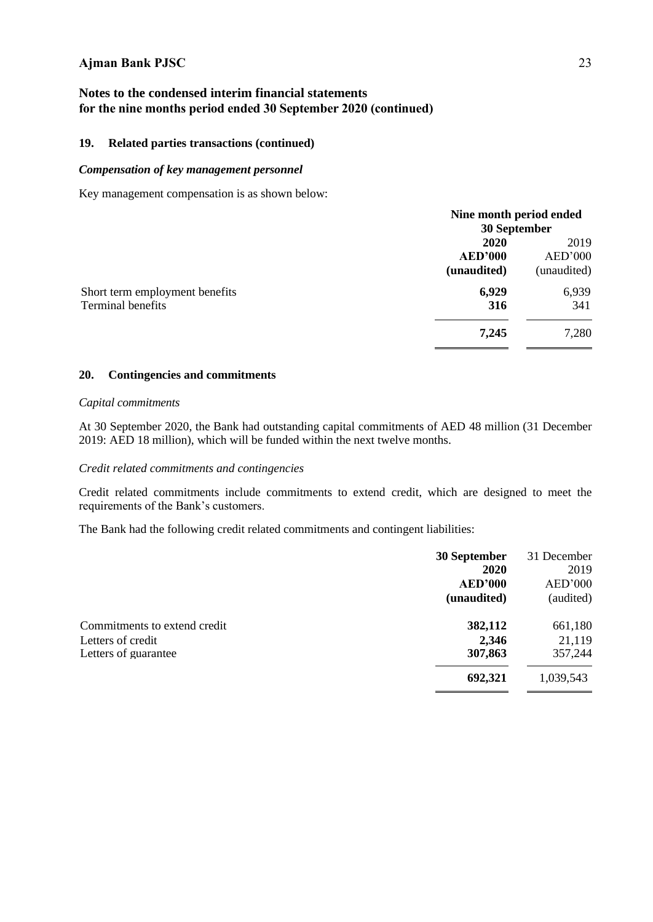# Ajman Bank PJSC

## Notes to the condensed interim financial statements for the nine months period ended 30 September 2020 (continued)

### 19. Related parties transactions (continued)

#### *Compensation of key management personnel*

Key management compensation is as shown below:

| | Nine month period ended 30 September | |
|---|---|---|
| | **2020** | 2019 |
| | **AED'000** | AED'000 |
| | **(unaudited)** | (unaudited) |
| Short term employment benefits | **6,929** | 6,939 |
| Terminal benefits | **316** | 341 |
| | **7,245** | 7,280 |

### 20. Contingencies and commitments

*Capital commitments*

At 30 September 2020, the Bank had outstanding capital commitments of AED 48 million (31 December 2019: AED 18 million), which will be funded within the next twelve months.

*Credit related commitments and contingencies*

Credit related commitments include commitments to extend credit, which are designed to meet the requirements of the Bank's customers.

The Bank had the following credit related commitments and contingent liabilities:

| | **30 September 2020** | 31 December 2019 |
|---|---|---|
| | **AED'000** | AED'000 |
| | **(unaudited)** | (audited) |
| Commitments to extend credit | **382,112** | 661,180 |
| Letters of credit | **2,346** | 21,119 |
| Letters of guarantee | **307,863** | 357,244 |
| | **692,321** | 1,039,543 |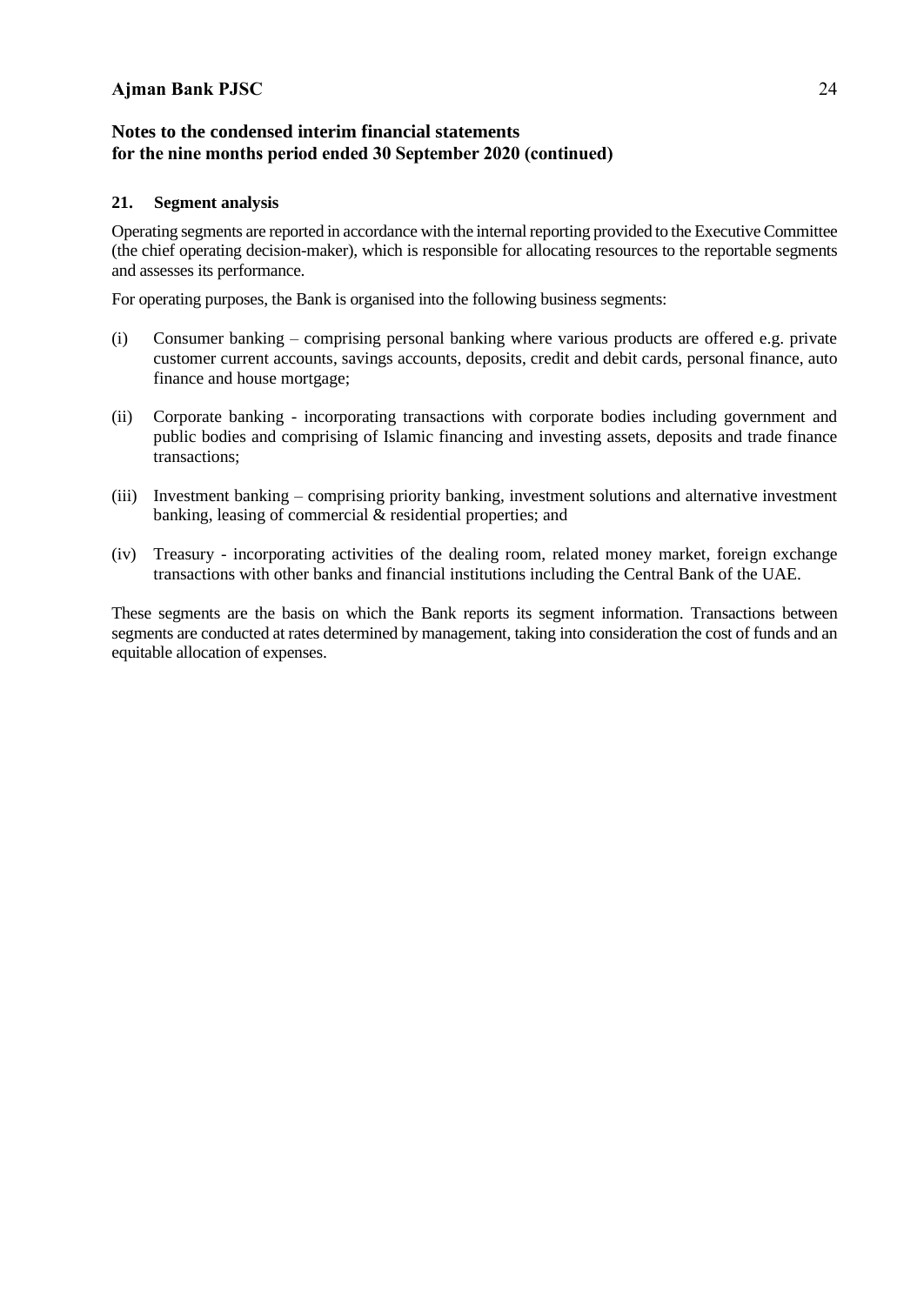## 21. Segment analysis

Operating segments are reported in accordance with the internal reporting provided to the Executive Committee (the chief operating decision-maker), which is responsible for allocating resources to the reportable segments and assesses its performance.

For operating purposes, the Bank is organised into the following business segments:

(i) Consumer banking – comprising personal banking where various products are offered e.g. private customer current accounts, savings accounts, deposits, credit and debit cards, personal finance, auto finance and house mortgage;

(ii) Corporate banking - incorporating transactions with corporate bodies including government and public bodies and comprising of Islamic financing and investing assets, deposits and trade finance transactions;

(iii) Investment banking – comprising priority banking, investment solutions and alternative investment banking, leasing of commercial & residential properties; and

(iv) Treasury - incorporating activities of the dealing room, related money market, foreign exchange transactions with other banks and financial institutions including the Central Bank of the UAE.

These segments are the basis on which the Bank reports its segment information. Transactions between segments are conducted at rates determined by management, taking into consideration the cost of funds and an equitable allocation of expenses.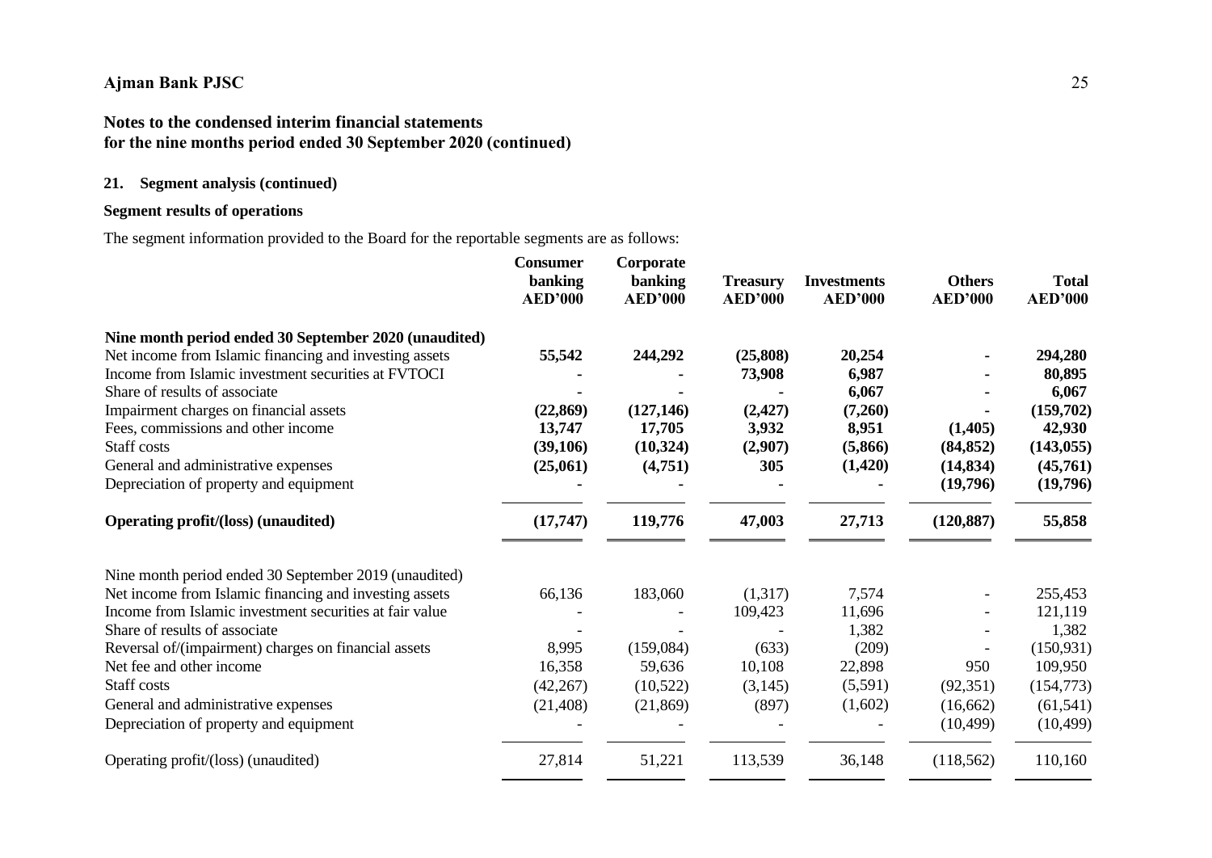## Ajman Bank PJSC

## Notes to the condensed interim financial statements for the nine months period ended 30 September 2020 (continued)

### 21. Segment analysis (continued)

### Segment results of operations

The segment information provided to the Board for the reportable segments are as follows:

| | Consumer banking AED'000 | Corporate banking AED'000 | Treasury AED'000 | Investments AED'000 | Others AED'000 | Total AED'000 |
|---|---|---|---|---|---|---|
| **Nine month period ended 30 September 2020 (unaudited)** | | | | | | |
| Net income from Islamic financing and investing assets | **55,542** | **244,292** | **(25,808)** | **20,254** | **-** | **294,280** |
| Income from Islamic investment securities at FVTOCI | **-** | **-** | **73,908** | **6,987** | **-** | **80,895** |
| Share of results of associate | **-** | **-** | **-** | **6,067** | **-** | **6,067** |
| Impairment charges on financial assets | **(22,869)** | **(127,146)** | **(2,427)** | **(7,260)** | **-** | **(159,702)** |
| Fees, commissions and other income | **13,747** | **17,705** | **3,932** | **8,951** | **(1,405)** | **42,930** |
| Staff costs | **(39,106)** | **(10,324)** | **(2,907)** | **(5,866)** | **(84,852)** | **(143,055)** |
| General and administrative expenses | **(25,061)** | **(4,751)** | **305** | **(1,420)** | **(14,834)** | **(45,761)** |
| Depreciation of property and equipment | **-** | **-** | **-** | **-** | **(19,796)** | **(19,796)** |
| **Operating profit/(loss) (unaudited)** | **(17,747)** | **119,776** | **47,003** | **27,713** | **(120,887)** | **55,858** |
| Nine month period ended 30 September 2019 (unaudited) | | | | | | |
| Net income from Islamic financing and investing assets | 66,136 | 183,060 | (1,317) | 7,574 | - | 255,453 |
| Income from Islamic investment securities at fair value | - | - | 109,423 | 11,696 | - | 121,119 |
| Share of results of associate | - | - | - | 1,382 | - | 1,382 |
| Reversal of/(impairment) charges on financial assets | 8,995 | (159,084) | (633) | (209) | - | (150,931) |
| Net fee and other income | 16,358 | 59,636 | 10,108 | 22,898 | 950 | 109,950 |
| Staff costs | (42,267) | (10,522) | (3,145) | (5,591) | (92,351) | (154,773) |
| General and administrative expenses | (21,408) | (21,869) | (897) | (1,602) | (16,662) | (61,541) |
| Depreciation of property and equipment | - | - | - | - | (10,499) | (10,499) |
| Operating profit/(loss) (unaudited) | 27,814 | 51,221 | 113,539 | 36,148 | (118,562) | 110,160 |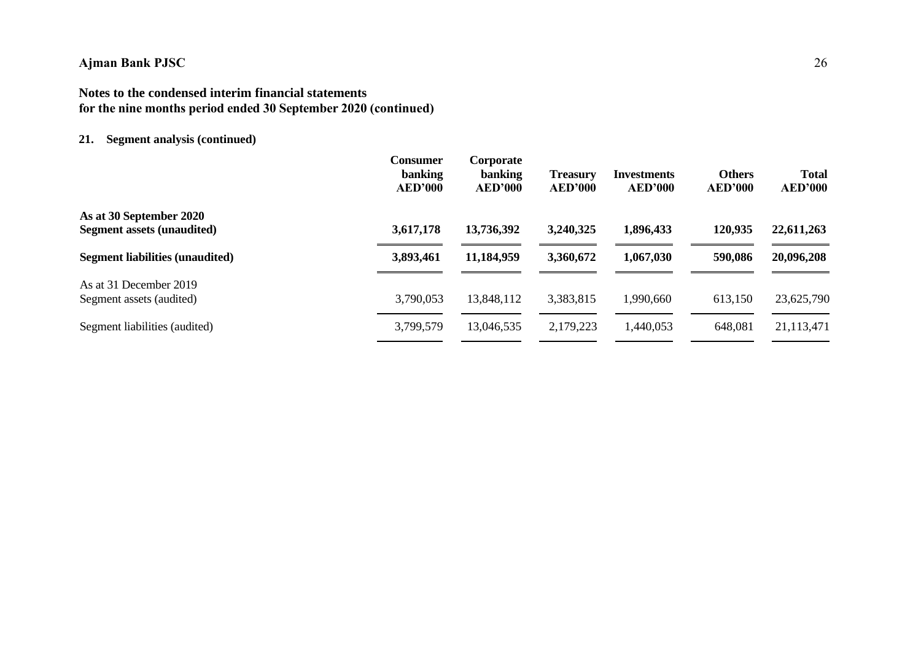**Ajman Bank PJSC**

**Notes to the condensed interim financial statements for the nine months period ended 30 September 2020 (continued)**

**21. Segment analysis (continued)**

| | **Consumer banking AED'000** | **Corporate banking AED'000** | **Treasury AED'000** | **Investments AED'000** | **Others AED'000** | **Total AED'000** |
|---|---|---|---|---|---|---|
| **As at 30 September 2020** | | | | | | |
| **Segment assets (unaudited)** | **3,617,178** | **13,736,392** | **3,240,325** | **1,896,433** | **120,935** | **22,611,263** |
| **Segment liabilities (unaudited)** | **3,893,461** | **11,184,959** | **3,360,672** | **1,067,030** | **590,086** | **20,096,208** |
| As at 31 December 2019 | | | | | | |
| Segment assets (audited) | 3,790,053 | 13,848,112 | 3,383,815 | 1,990,660 | 613,150 | 23,625,790 |
| Segment liabilities (audited) | 3,799,579 | 13,046,535 | 2,179,223 | 1,440,053 | 648,081 | 21,113,471 |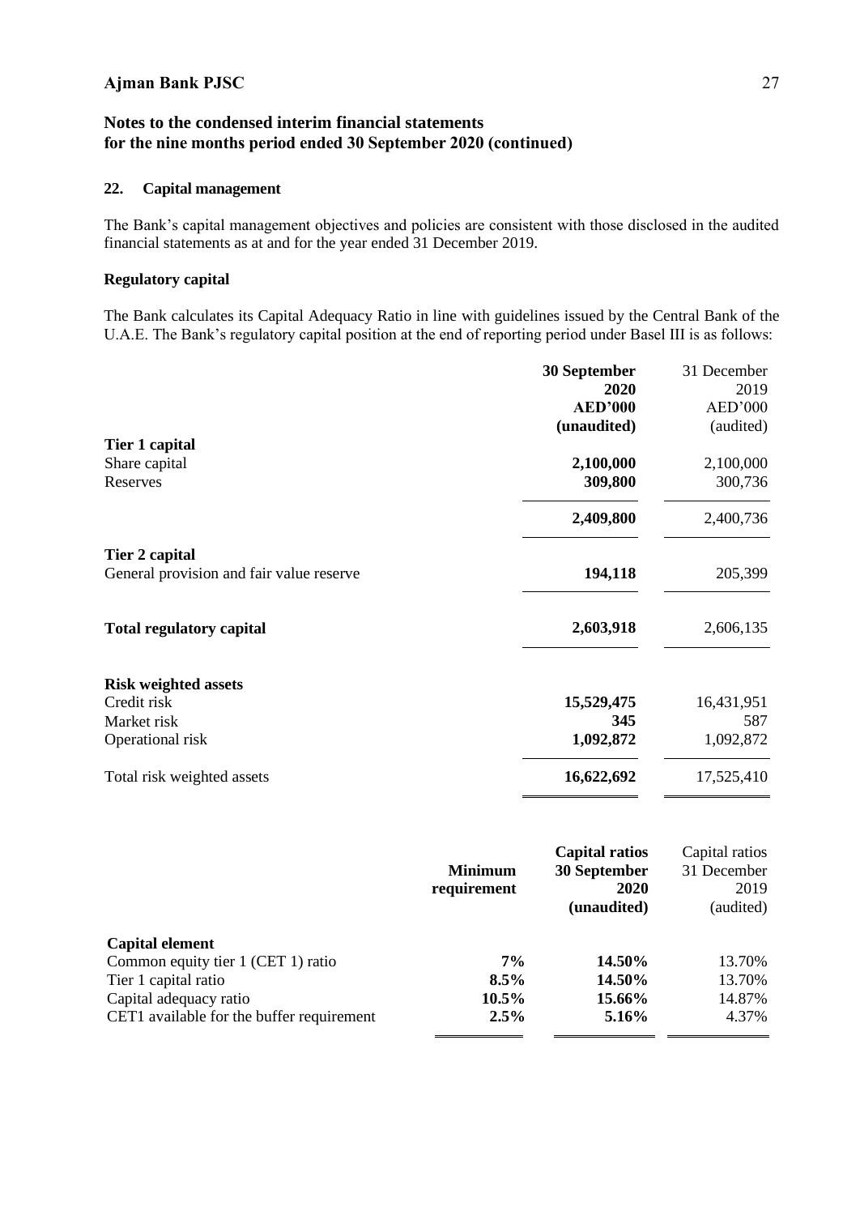## Notes to the condensed interim financial statements for the nine months period ended 30 September 2020 (continued)

### 22. Capital management

The Bank's capital management objectives and policies are consistent with those disclosed in the audited financial statements as at and for the year ended 31 December 2019.

#### Regulatory capital

The Bank calculates its Capital Adequacy Ratio in line with guidelines issued by the Central Bank of the U.A.E. The Bank's regulatory capital position at the end of reporting period under Basel III is as follows:

| | **30 September 2020 AED'000 (unaudited)** | 31 December 2019 AED'000 (audited) |
|---|---|---|
| **Tier 1 capital** | | |
| Share capital | **2,100,000** | 2,100,000 |
| Reserves | **309,800** | 300,736 |
| | **2,409,800** | 2,400,736 |
| **Tier 2 capital** | | |
| General provision and fair value reserve | **194,118** | 205,399 |
| **Total regulatory capital** | **2,603,918** | 2,606,135 |
| **Risk weighted assets** | | |
| Credit risk | **15,529,475** | 16,431,951 |
| Market risk | **345** | 587 |
| Operational risk | **1,092,872** | 1,092,872 |
| Total risk weighted assets | **16,622,692** | 17,525,410 |

| | **Minimum requirement** | **Capital ratios 30 September 2020 (unaudited)** | Capital ratios 31 December 2019 (audited) |
|---|---|---|---|
| **Capital element** | | | |
| Common equity tier 1 (CET 1) ratio | **7%** | **14.50%** | 13.70% |
| Tier 1 capital ratio | **8.5%** | **14.50%** | 13.70% |
| Capital adequacy ratio | **10.5%** | **15.66%** | 14.87% |
| CET1 available for the buffer requirement | **2.5%** | **5.16%** | 4.37% |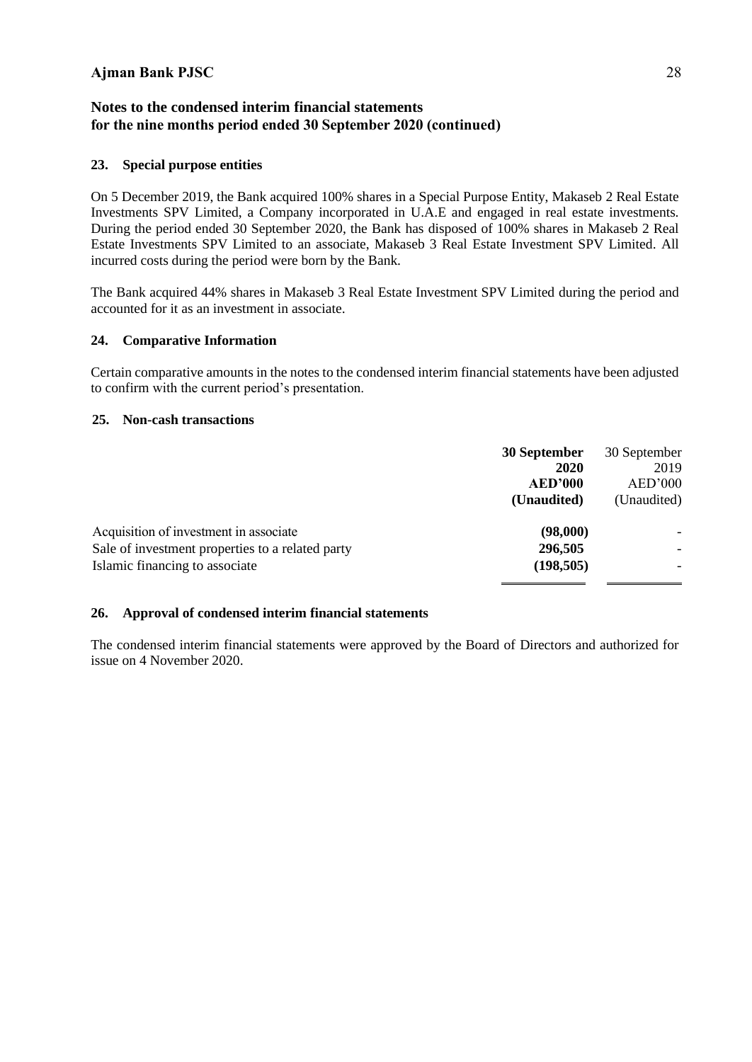**Ajman Bank PJSC**

**Notes to the condensed interim financial statements for the nine months period ended 30 September 2020 (continued)**

## 23. Special purpose entities

On 5 December 2019, the Bank acquired 100% shares in a Special Purpose Entity, Makaseb 2 Real Estate Investments SPV Limited, a Company incorporated in U.A.E and engaged in real estate investments. During the period ended 30 September 2020, the Bank has disposed of 100% shares in Makaseb 2 Real Estate Investments SPV Limited to an associate, Makaseb 3 Real Estate Investment SPV Limited. All incurred costs during the period were born by the Bank.

The Bank acquired 44% shares in Makaseb 3 Real Estate Investment SPV Limited during the period and accounted for it as an investment in associate.

## 24. Comparative Information

Certain comparative amounts in the notes to the condensed interim financial statements have been adjusted to confirm with the current period's presentation.

## 25. Non-cash transactions

| | **30 September 2020 AED'000 (Unaudited)** | 30 September 2019 AED'000 (Unaudited) |
|---|---|---|
| Acquisition of investment in associate | **(98,000)** | - |
| Sale of investment properties to a related party | **296,505** | - |
| Islamic financing to associate | **(198,505)** | - |

## 26. Approval of condensed interim financial statements

The condensed interim financial statements were approved by the Board of Directors and authorized for issue on 4 November 2020.